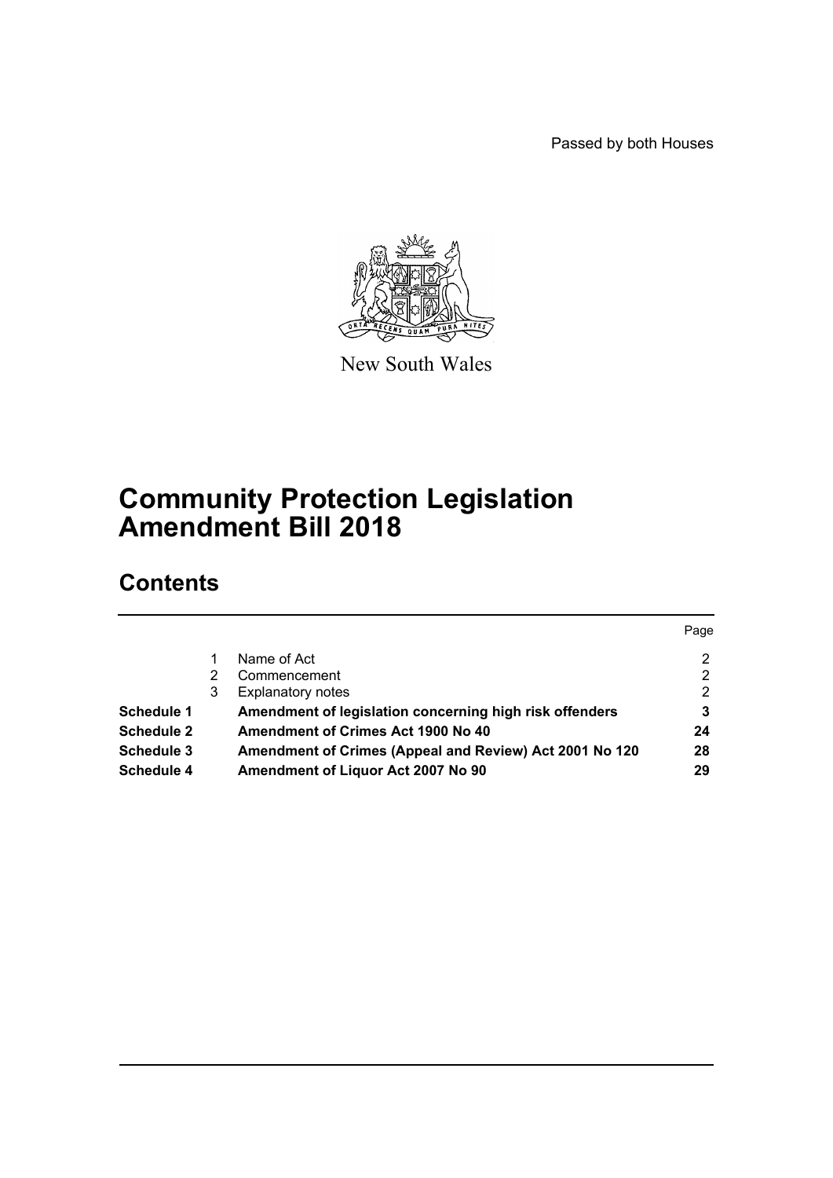Passed by both Houses

New South Wales

# Community Protection Legislation Amendment Bill 2018

## Contents

| | | | Page |
|---|---|---|---|
| | 1 | Name of Act | 2 |
| | 2 | Commencement | 2 |
| | 3 | Explanatory notes | 2 |
| **Schedule 1** | | **Amendment of legislation concerning high risk offenders** | **3** |
| **Schedule 2** | | **Amendment of Crimes Act 1900 No 40** | **24** |
| **Schedule 3** | | **Amendment of Crimes (Appeal and Review) Act 2001 No 120** | **28** |
| **Schedule 4** | | **Amendment of Liquor Act 2007 No 90** | **29** |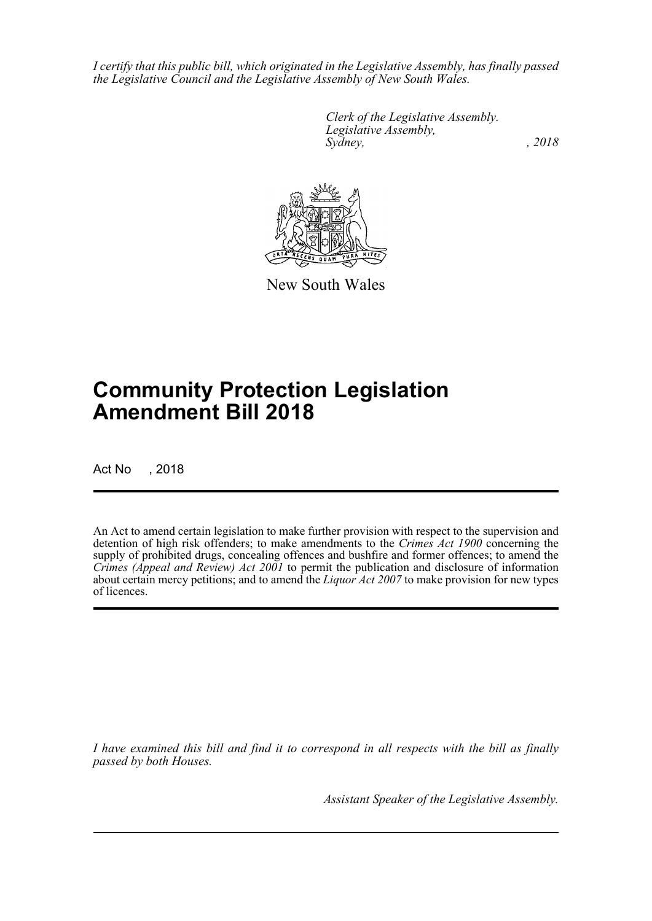*I certify that this public bill, which originated in the Legislative Assembly, has finally passed the Legislative Council and the Legislative Assembly of New South Wales.*

*Clerk of the Legislative Assembly.*
*Legislative Assembly,*
*Sydney, , 2018*

New South Wales

# Community Protection Legislation Amendment Bill 2018

Act No , 2018

An Act to amend certain legislation to make further provision with respect to the supervision and detention of high risk offenders; to make amendments to the *Crimes Act 1900* concerning the supply of prohibited drugs, concealing offences and bushfire and former offences; to amend the *Crimes (Appeal and Review) Act 2001* to permit the publication and disclosure of information about certain mercy petitions; and to amend the *Liquor Act 2007* to make provision for new types of licences.

*I have examined this bill and find it to correspond in all respects with the bill as finally passed by both Houses.*

*Assistant Speaker of the Legislative Assembly.*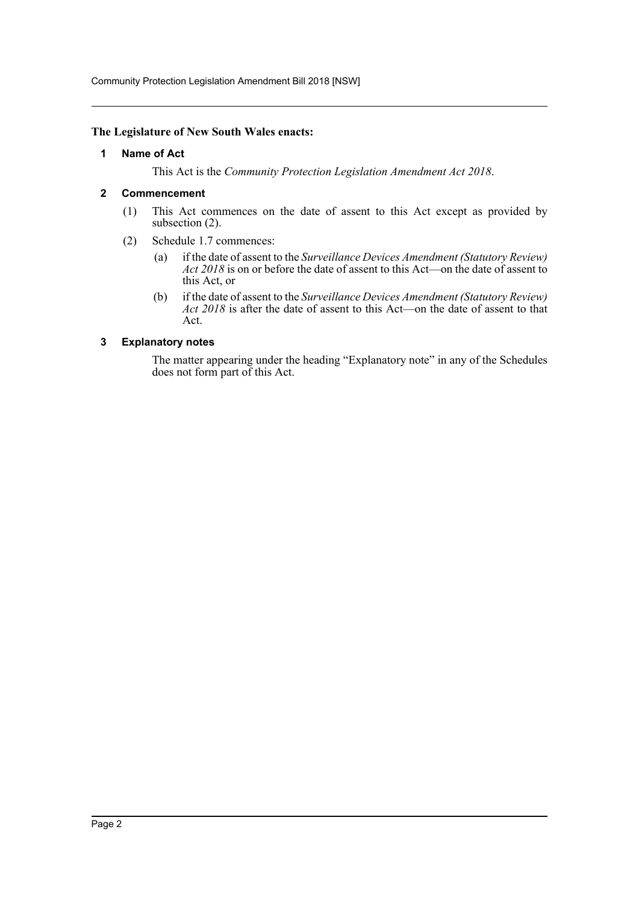**The Legislature of New South Wales enacts:**

### 1 Name of Act

This Act is the *Community Protection Legislation Amendment Act 2018*.

### 2 Commencement

(1) This Act commences on the date of assent to this Act except as provided by subsection (2).

(2) Schedule 1.7 commences:

(a) if the date of assent to the *Surveillance Devices Amendment (Statutory Review) Act 2018* is on or before the date of assent to this Act—on the date of assent to this Act, or

(b) if the date of assent to the *Surveillance Devices Amendment (Statutory Review) Act 2018* is after the date of assent to this Act—on the date of assent to that Act.

### 3 Explanatory notes

The matter appearing under the heading "Explanatory note" in any of the Schedules does not form part of this Act.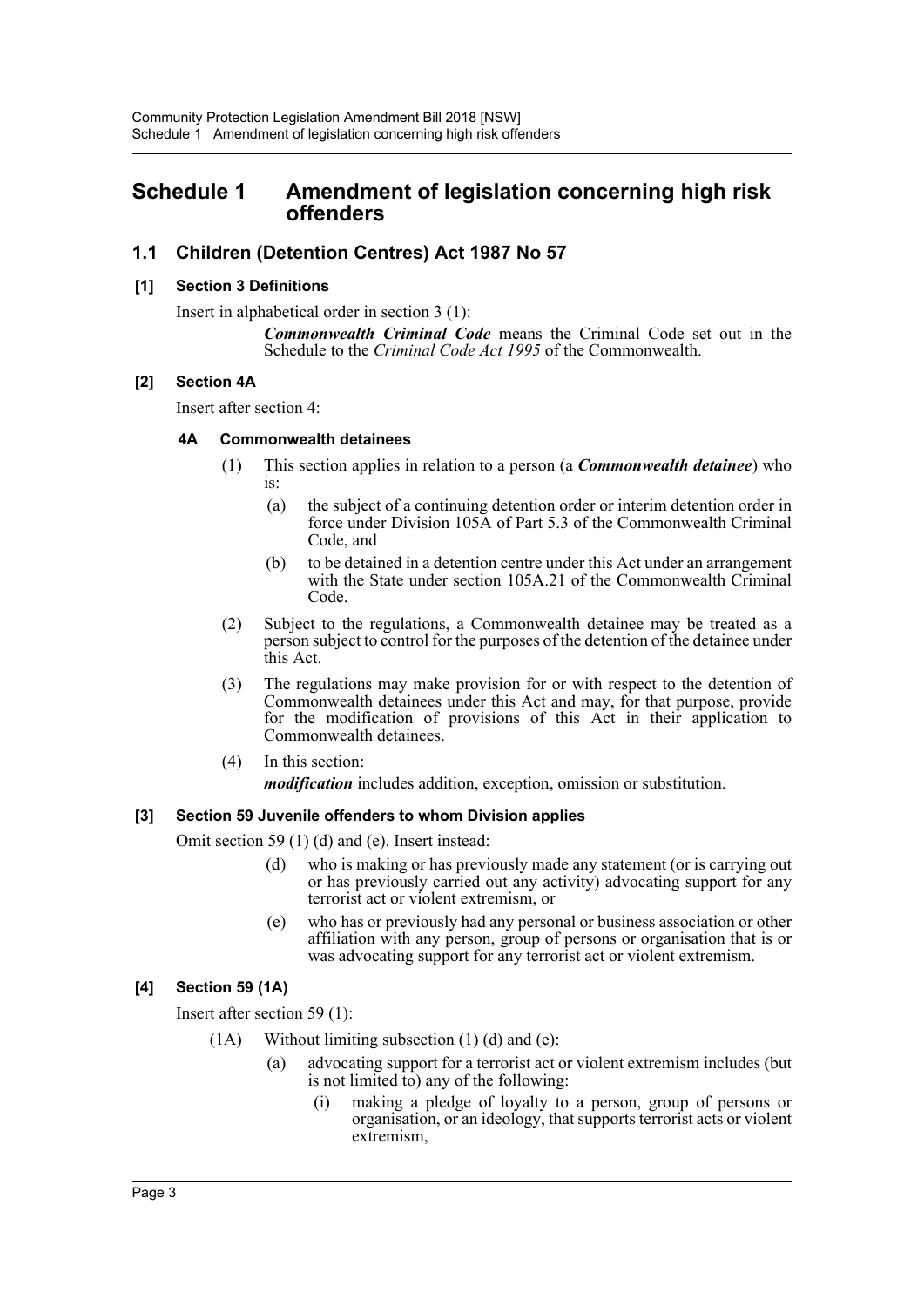## Schedule 1 Amendment of legislation concerning high risk offenders

### 1.1 Children (Detention Centres) Act 1987 No 57

**[1] Section 3 Definitions**

Insert in alphabetical order in section 3 (1):

> ***Commonwealth Criminal Code*** means the Criminal Code set out in the Schedule to the *Criminal Code Act 1995* of the Commonwealth.

**[2] Section 4A**

Insert after section 4:

> **4A Commonwealth detainees**
>
> (1) This section applies in relation to a person (a ***Commonwealth detainee***) who is:
>
> (a) the subject of a continuing detention order or interim detention order in force under Division 105A of Part 5.3 of the Commonwealth Criminal Code, and
>
> (b) to be detained in a detention centre under this Act under an arrangement with the State under section 105A.21 of the Commonwealth Criminal Code.
>
> (2) Subject to the regulations, a Commonwealth detainee may be treated as a person subject to control for the purposes of the detention of the detainee under this Act.
>
> (3) The regulations may make provision for or with respect to the detention of Commonwealth detainees under this Act and may, for that purpose, provide for the modification of provisions of this Act in their application to Commonwealth detainees.
>
> (4) In this section:
>
> ***modification*** includes addition, exception, omission or substitution.

**[3] Section 59 Juvenile offenders to whom Division applies**

Omit section 59 (1) (d) and (e). Insert instead:

> (d) who is making or has previously made any statement (or is carrying out or has previously carried out any activity) advocating support for any terrorist act or violent extremism, or
>
> (e) who has or previously had any personal or business association or other affiliation with any person, group of persons or organisation that is or was advocating support for any terrorist act or violent extremism.

**[4] Section 59 (1A)**

Insert after section 59 (1):

> (1A) Without limiting subsection (1) (d) and (e):
>
> (a) advocating support for a terrorist act or violent extremism includes (but is not limited to) any of the following:
>
> (i) making a pledge of loyalty to a person, group of persons or organisation, or an ideology, that supports terrorist acts or violent extremism,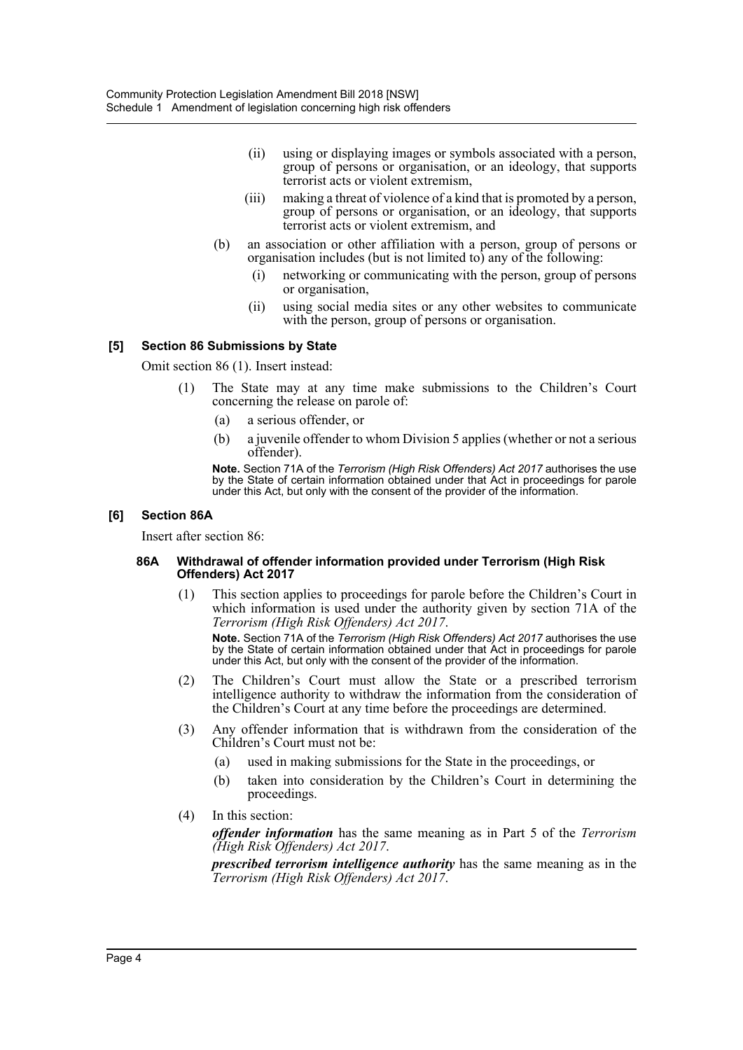(ii) using or displaying images or symbols associated with a person, group of persons or organisation, or an ideology, that supports terrorist acts or violent extremism,

(iii) making a threat of violence of a kind that is promoted by a person, group of persons or organisation, or an ideology, that supports terrorist acts or violent extremism, and

(b) an association or other affiliation with a person, group of persons or organisation includes (but is not limited to) any of the following:

(i) networking or communicating with the person, group of persons or organisation,

(ii) using social media sites or any other websites to communicate with the person, group of persons or organisation.

### [5] Section 86 Submissions by State

Omit section 86 (1). Insert instead:

(1) The State may at any time make submissions to the Children's Court concerning the release on parole of:

(a) a serious offender, or

(b) a juvenile offender to whom Division 5 applies (whether or not a serious offender).

**Note.** Section 71A of the *Terrorism (High Risk Offenders) Act 2017* authorises the use by the State of certain information obtained under that Act in proceedings for parole under this Act, but only with the consent of the provider of the information.

### [6] Section 86A

Insert after section 86:

#### 86A Withdrawal of offender information provided under Terrorism (High Risk Offenders) Act 2017

(1) This section applies to proceedings for parole before the Children's Court in which information is used under the authority given by section 71A of the *Terrorism (High Risk Offenders) Act 2017*.

**Note.** Section 71A of the *Terrorism (High Risk Offenders) Act 2017* authorises the use by the State of certain information obtained under that Act in proceedings for parole under this Act, but only with the consent of the provider of the information.

(2) The Children's Court must allow the State or a prescribed terrorism intelligence authority to withdraw the information from the consideration of the Children's Court at any time before the proceedings are determined.

(3) Any offender information that is withdrawn from the consideration of the Children's Court must not be:

(a) used in making submissions for the State in the proceedings, or

(b) taken into consideration by the Children's Court in determining the proceedings.

(4) In this section:

***offender information*** has the same meaning as in Part 5 of the *Terrorism (High Risk Offenders) Act 2017*.

***prescribed terrorism intelligence authority*** has the same meaning as in the *Terrorism (High Risk Offenders) Act 2017*.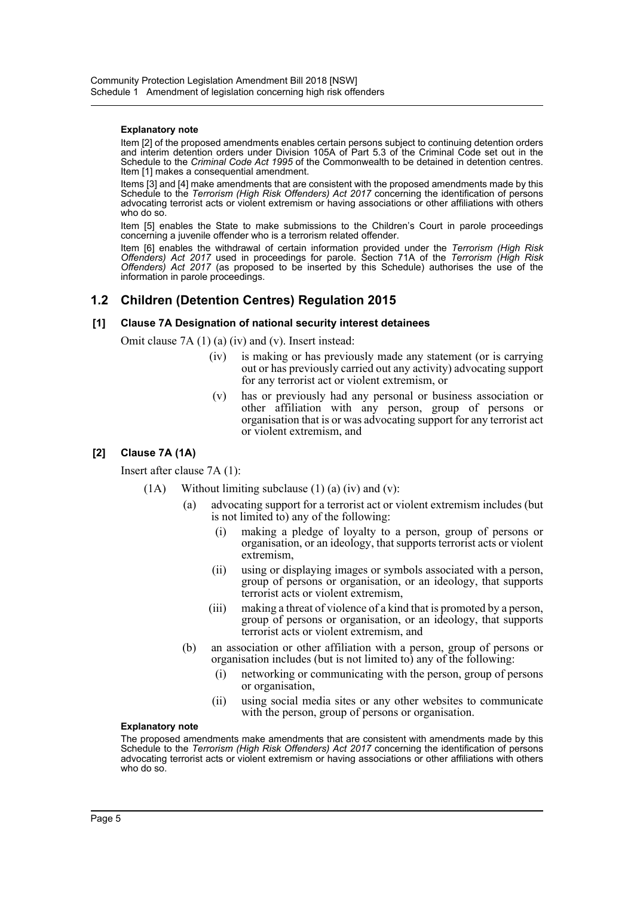**Explanatory note**

Item [2] of the proposed amendments enables certain persons subject to continuing detention orders and interim detention orders under Division 105A of Part 5.3 of the Criminal Code set out in the Schedule to the *Criminal Code Act 1995* of the Commonwealth to be detained in detention centres. Item [1] makes a consequential amendment.

Items [3] and [4] make amendments that are consistent with the proposed amendments made by this Schedule to the *Terrorism (High Risk Offenders) Act 2017* concerning the identification of persons advocating terrorist acts or violent extremism or having associations or other affiliations with others who do so.

Item [5] enables the State to make submissions to the Children's Court in parole proceedings concerning a juvenile offender who is a terrorism related offender.

Item [6] enables the withdrawal of certain information provided under the *Terrorism (High Risk Offenders) Act 2017* used in proceedings for parole. Section 71A of the *Terrorism (High Risk Offenders) Act 2017* (as proposed to be inserted by this Schedule) authorises the use of the information in parole proceedings.

## 1.2 Children (Detention Centres) Regulation 2015

### [1] Clause 7A Designation of national security interest detainees

Omit clause 7A (1) (a) (iv) and (v). Insert instead:

> (iv) is making or has previously made any statement (or is carrying out or has previously carried out any activity) advocating support for any terrorist act or violent extremism, or
>
> (v) has or previously had any personal or business association or other affiliation with any person, group of persons or organisation that is or was advocating support for any terrorist act or violent extremism, and

### [2] Clause 7A (1A)

Insert after clause 7A (1):

> (1A) Without limiting subclause (1) (a) (iv) and (v):
>
> (a) advocating support for a terrorist act or violent extremism includes (but is not limited to) any of the following:
>
> (i) making a pledge of loyalty to a person, group of persons or organisation, or an ideology, that supports terrorist acts or violent extremism,
>
> (ii) using or displaying images or symbols associated with a person, group of persons or organisation, or an ideology, that supports terrorist acts or violent extremism,
>
> (iii) making a threat of violence of a kind that is promoted by a person, group of persons or organisation, or an ideology, that supports terrorist acts or violent extremism, and
>
> (b) an association or other affiliation with a person, group of persons or organisation includes (but is not limited to) any of the following:
>
> (i) networking or communicating with the person, group of persons or organisation,
>
> (ii) using social media sites or any other websites to communicate with the person, group of persons or organisation.

**Explanatory note**

The proposed amendments make amendments that are consistent with amendments made by this Schedule to the *Terrorism (High Risk Offenders) Act 2017* concerning the identification of persons advocating terrorist acts or violent extremism or having associations or other affiliations with others who do so.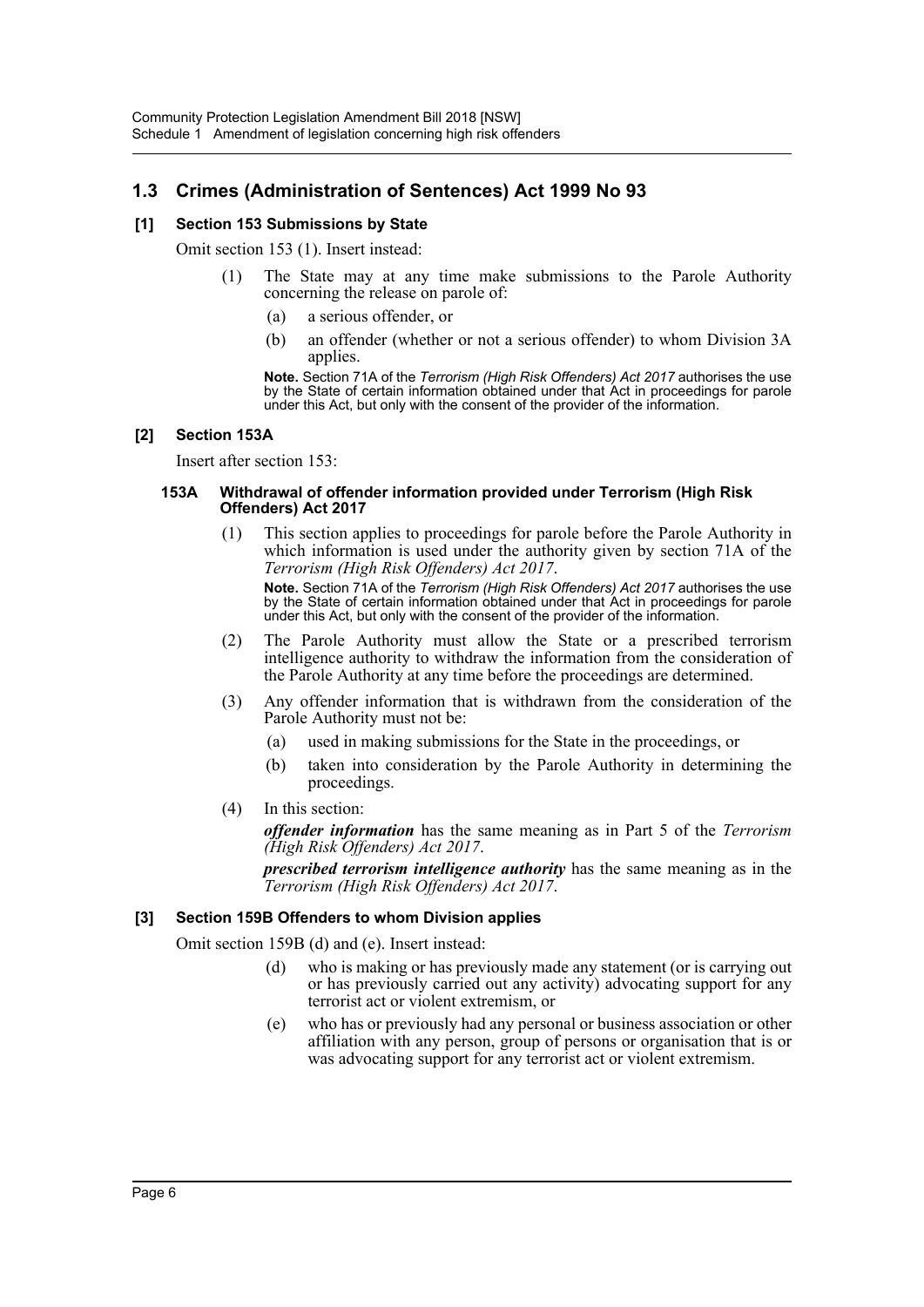## 1.3 Crimes (Administration of Sentences) Act 1999 No 93

### [1] Section 153 Submissions by State

Omit section 153 (1). Insert instead:

(1) The State may at any time make submissions to the Parole Authority concerning the release on parole of:

(a) a serious offender, or

(b) an offender (whether or not a serious offender) to whom Division 3A applies.

**Note.** Section 71A of the *Terrorism (High Risk Offenders) Act 2017* authorises the use by the State of certain information obtained under that Act in proceedings for parole under this Act, but only with the consent of the provider of the information.

### [2] Section 153A

Insert after section 153:

#### 153A Withdrawal of offender information provided under Terrorism (High Risk Offenders) Act 2017

(1) This section applies to proceedings for parole before the Parole Authority in which information is used under the authority given by section 71A of the *Terrorism (High Risk Offenders) Act 2017*.

**Note.** Section 71A of the *Terrorism (High Risk Offenders) Act 2017* authorises the use by the State of certain information obtained under that Act in proceedings for parole under this Act, but only with the consent of the provider of the information.

(2) The Parole Authority must allow the State or a prescribed terrorism intelligence authority to withdraw the information from the consideration of the Parole Authority at any time before the proceedings are determined.

(3) Any offender information that is withdrawn from the consideration of the Parole Authority must not be:

(a) used in making submissions for the State in the proceedings, or

(b) taken into consideration by the Parole Authority in determining the proceedings.

(4) In this section:

***offender information*** has the same meaning as in Part 5 of the *Terrorism (High Risk Offenders) Act 2017*.

***prescribed terrorism intelligence authority*** has the same meaning as in the *Terrorism (High Risk Offenders) Act 2017*.

### [3] Section 159B Offenders to whom Division applies

Omit section 159B (d) and (e). Insert instead:

(d) who is making or has previously made any statement (or is carrying out or has previously carried out any activity) advocating support for any terrorist act or violent extremism, or

(e) who has or previously had any personal or business association or other affiliation with any person, group of persons or organisation that is or was advocating support for any terrorist act or violent extremism.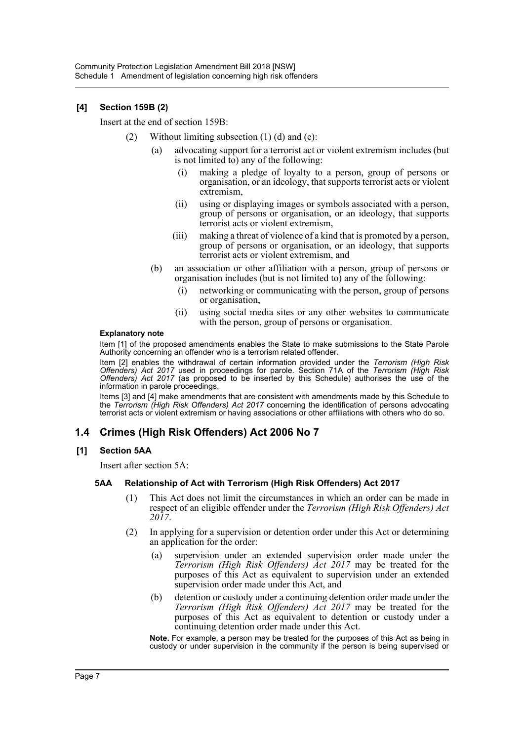**[4] Section 159B (2)**

Insert at the end of section 159B:

(2) Without limiting subsection (1) (d) and (e):

(a) advocating support for a terrorist act or violent extremism includes (but is not limited to) any of the following:

(i) making a pledge of loyalty to a person, group of persons or organisation, or an ideology, that supports terrorist acts or violent extremism,

(ii) using or displaying images or symbols associated with a person, group of persons or organisation, or an ideology, that supports terrorist acts or violent extremism,

(iii) making a threat of violence of a kind that is promoted by a person, group of persons or organisation, or an ideology, that supports terrorist acts or violent extremism, and

(b) an association or other affiliation with a person, group of persons or organisation includes (but is not limited to) any of the following:

(i) networking or communicating with the person, group of persons or organisation,

(ii) using social media sites or any other websites to communicate with the person, group of persons or organisation.

**Explanatory note**

Item [1] of the proposed amendments enables the State to make submissions to the State Parole Authority concerning an offender who is a terrorism related offender.

Item [2] enables the withdrawal of certain information provided under the *Terrorism (High Risk Offenders) Act 2017* used in proceedings for parole. Section 71A of the *Terrorism (High Risk Offenders) Act 2017* (as proposed to be inserted by this Schedule) authorises the use of the information in parole proceedings.

Items [3] and [4] make amendments that are consistent with amendments made by this Schedule to the *Terrorism (High Risk Offenders) Act 2017* concerning the identification of persons advocating terrorist acts or violent extremism or having associations or other affiliations with others who do so.

## 1.4 Crimes (High Risk Offenders) Act 2006 No 7

**[1] Section 5AA**

Insert after section 5A:

**5AA Relationship of Act with Terrorism (High Risk Offenders) Act 2017**

(1) This Act does not limit the circumstances in which an order can be made in respect of an eligible offender under the *Terrorism (High Risk Offenders) Act 2017*.

(2) In applying for a supervision or detention order under this Act or determining an application for the order:

(a) supervision under an extended supervision order made under the *Terrorism (High Risk Offenders) Act 2017* may be treated for the purposes of this Act as equivalent to supervision under an extended supervision order made under this Act, and

(b) detention or custody under a continuing detention order made under the *Terrorism (High Risk Offenders) Act 2017* may be treated for the purposes of this Act as equivalent to detention or custody under a continuing detention order made under this Act.

**Note.** For example, a person may be treated for the purposes of this Act as being in custody or under supervision in the community if the person is being supervised or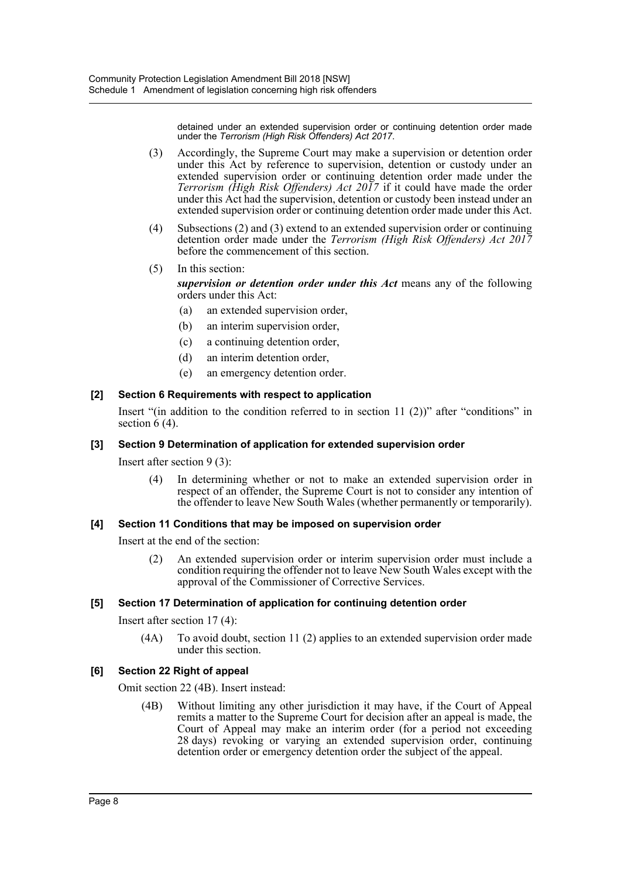detained under an extended supervision order or continuing detention order made under the *Terrorism (High Risk Offenders) Act 2017*.

(3) Accordingly, the Supreme Court may make a supervision or detention order under this Act by reference to supervision, detention or custody under an extended supervision order or continuing detention order made under the *Terrorism (High Risk Offenders) Act 2017* if it could have made the order under this Act had the supervision, detention or custody been instead under an extended supervision order or continuing detention order made under this Act.

(4) Subsections (2) and (3) extend to an extended supervision order or continuing detention order made under the *Terrorism (High Risk Offenders) Act 2017* before the commencement of this section.

(5) In this section:

***supervision or detention order under this Act*** means any of the following orders under this Act:

(a) an extended supervision order,

(b) an interim supervision order,

(c) a continuing detention order,

(d) an interim detention order,

(e) an emergency detention order.

**[2] Section 6 Requirements with respect to application**

Insert "(in addition to the condition referred to in section 11 (2))" after "conditions" in section 6 (4).

**[3] Section 9 Determination of application for extended supervision order**

Insert after section 9 (3):

(4) In determining whether or not to make an extended supervision order in respect of an offender, the Supreme Court is not to consider any intention of the offender to leave New South Wales (whether permanently or temporarily).

**[4] Section 11 Conditions that may be imposed on supervision order**

Insert at the end of the section:

(2) An extended supervision order or interim supervision order must include a condition requiring the offender not to leave New South Wales except with the approval of the Commissioner of Corrective Services.

**[5] Section 17 Determination of application for continuing detention order**

Insert after section 17 (4):

(4A) To avoid doubt, section 11 (2) applies to an extended supervision order made under this section.

**[6] Section 22 Right of appeal**

Omit section 22 (4B). Insert instead:

(4B) Without limiting any other jurisdiction it may have, if the Court of Appeal remits a matter to the Supreme Court for decision after an appeal is made, the Court of Appeal may make an interim order (for a period not exceeding 28 days) revoking or varying an extended supervision order, continuing detention order or emergency detention order the subject of the appeal.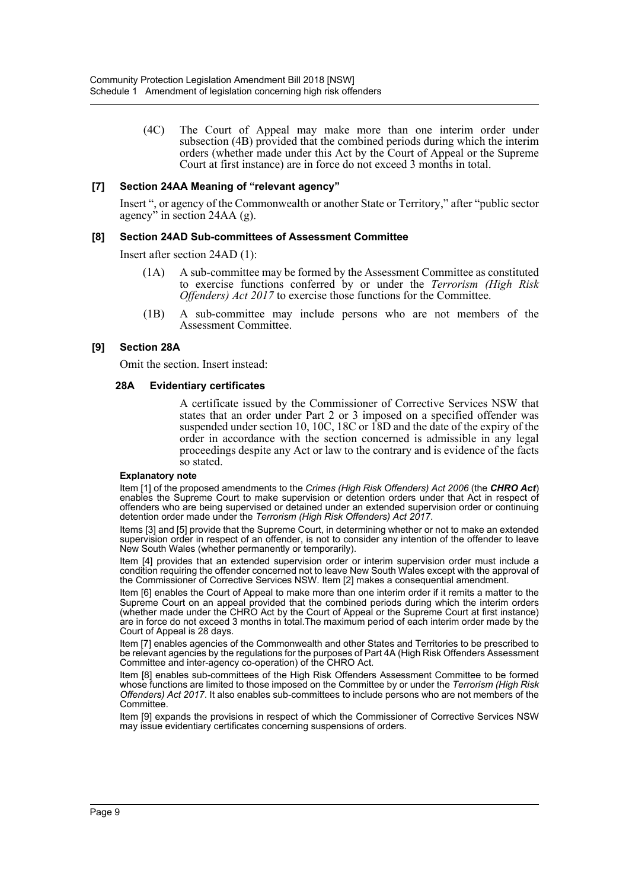(4C) The Court of Appeal may make more than one interim order under subsection (4B) provided that the combined periods during which the interim orders (whether made under this Act by the Court of Appeal or the Supreme Court at first instance) are in force do not exceed 3 months in total.

### [7] Section 24AA Meaning of "relevant agency"

Insert ", or agency of the Commonwealth or another State or Territory," after "public sector agency" in section 24AA (g).

### [8] Section 24AD Sub-committees of Assessment Committee

Insert after section 24AD (1):

(1A) A sub-committee may be formed by the Assessment Committee as constituted to exercise functions conferred by or under the *Terrorism (High Risk Offenders) Act 2017* to exercise those functions for the Committee.

(1B) A sub-committee may include persons who are not members of the Assessment Committee.

### [9] Section 28A

Omit the section. Insert instead:

#### 28A Evidentiary certificates

A certificate issued by the Commissioner of Corrective Services NSW that states that an order under Part 2 or 3 imposed on a specified offender was suspended under section 10, 10C, 18C or 18D and the date of the expiry of the order in accordance with the section concerned is admissible in any legal proceedings despite any Act or law to the contrary and is evidence of the facts so stated.

**Explanatory note**

Item [1] of the proposed amendments to the *Crimes (High Risk Offenders) Act 2006* (the ***CHRO Act***) enables the Supreme Court to make supervision or detention orders under that Act in respect of offenders who are being supervised or detained under an extended supervision order or continuing detention order made under the *Terrorism (High Risk Offenders) Act 2017*.

Items [3] and [5] provide that the Supreme Court, in determining whether or not to make an extended supervision order in respect of an offender, is not to consider any intention of the offender to leave New South Wales (whether permanently or temporarily).

Item [4] provides that an extended supervision order or interim supervision order must include a condition requiring the offender concerned not to leave New South Wales except with the approval of the Commissioner of Corrective Services NSW. Item [2] makes a consequential amendment.

Item [6] enables the Court of Appeal to make more than one interim order if it remits a matter to the Supreme Court on an appeal provided that the combined periods during which the interim orders (whether made under the CHRO Act by the Court of Appeal or the Supreme Court at first instance) are in force do not exceed 3 months in total.The maximum period of each interim order made by the Court of Appeal is 28 days.

Item [7] enables agencies of the Commonwealth and other States and Territories to be prescribed to be relevant agencies by the regulations for the purposes of Part 4A (High Risk Offenders Assessment Committee and inter-agency co-operation) of the CHRO Act.

Item [8] enables sub-committees of the High Risk Offenders Assessment Committee to be formed whose functions are limited to those imposed on the Committee by or under the *Terrorism (High Risk Offenders) Act 2017*. It also enables sub-committees to include persons who are not members of the Committee.

Item [9] expands the provisions in respect of which the Commissioner of Corrective Services NSW may issue evidentiary certificates concerning suspensions of orders.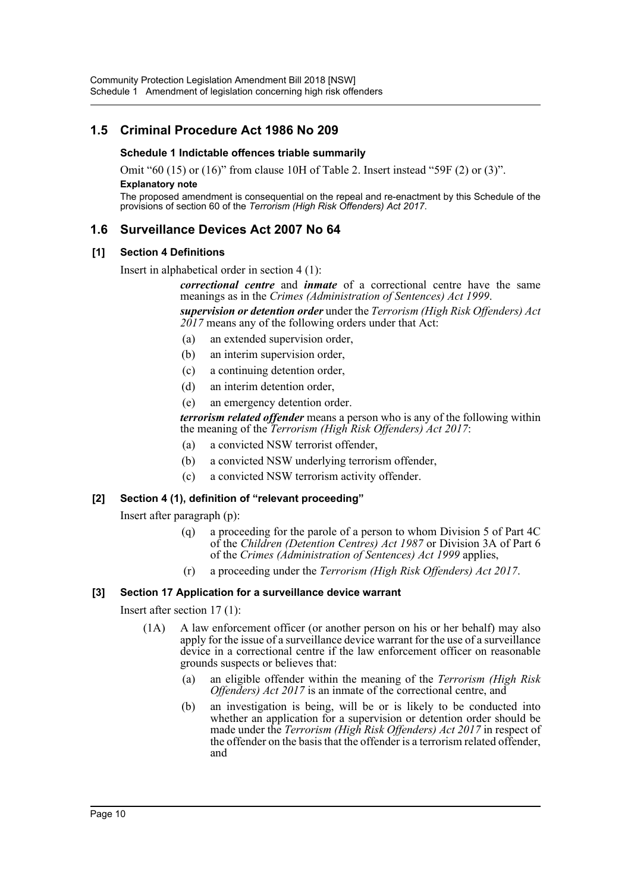## 1.5 Criminal Procedure Act 1986 No 209

### Schedule 1 Indictable offences triable summarily

Omit "60 (15) or (16)" from clause 10H of Table 2. Insert instead "59F (2) or (3)".

**Explanatory note**

The proposed amendment is consequential on the repeal and re-enactment by this Schedule of the provisions of section 60 of the *Terrorism (High Risk Offenders) Act 2017*.

## 1.6 Surveillance Devices Act 2007 No 64

### [1] Section 4 Definitions

Insert in alphabetical order in section 4 (1):

> ***correctional centre*** and ***inmate*** of a correctional centre have the same meanings as in the *Crimes (Administration of Sentences) Act 1999*.
>
> ***supervision or detention order*** under the *Terrorism (High Risk Offenders) Act 2017* means any of the following orders under that Act:
>
> (a) an extended supervision order,
>
> (b) an interim supervision order,
>
> (c) a continuing detention order,
>
> (d) an interim detention order,
>
> (e) an emergency detention order.
>
> ***terrorism related offender*** means a person who is any of the following within the meaning of the *Terrorism (High Risk Offenders) Act 2017*:
>
> (a) a convicted NSW terrorist offender,
>
> (b) a convicted NSW underlying terrorism offender,
>
> (c) a convicted NSW terrorism activity offender.

### [2] Section 4 (1), definition of "relevant proceeding"

Insert after paragraph (p):

> (q) a proceeding for the parole of a person to whom Division 5 of Part 4C of the *Children (Detention Centres) Act 1987* or Division 3A of Part 6 of the *Crimes (Administration of Sentences) Act 1999* applies,
>
> (r) a proceeding under the *Terrorism (High Risk Offenders) Act 2017*.

### [3] Section 17 Application for a surveillance device warrant

Insert after section 17 (1):

> (1A) A law enforcement officer (or another person on his or her behalf) may also apply for the issue of a surveillance device warrant for the use of a surveillance device in a correctional centre if the law enforcement officer on reasonable grounds suspects or believes that:
>
> (a) an eligible offender within the meaning of the *Terrorism (High Risk Offenders) Act 2017* is an inmate of the correctional centre, and
>
> (b) an investigation is being, will be or is likely to be conducted into whether an application for a supervision or detention order should be made under the *Terrorism (High Risk Offenders) Act 2017* in respect of the offender on the basis that the offender is a terrorism related offender, and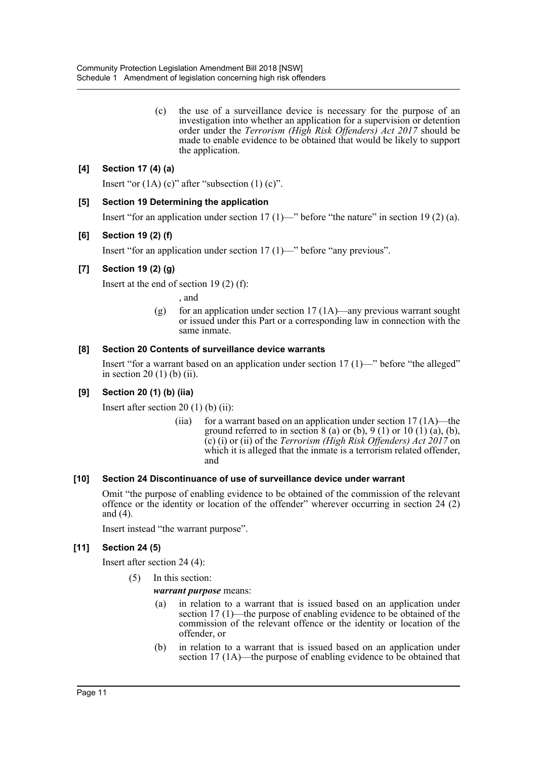(c) the use of a surveillance device is necessary for the purpose of an investigation into whether an application for a supervision or detention order under the *Terrorism (High Risk Offenders) Act 2017* should be made to enable evidence to be obtained that would be likely to support the application.

### [4] Section 17 (4) (a)

Insert "or (1A) (c)" after "subsection (1) (c)".

### [5] Section 19 Determining the application

Insert "for an application under section 17 (1)—" before "the nature" in section 19 (2) (a).

### [6] Section 19 (2) (f)

Insert "for an application under section 17 (1)—" before "any previous".

### [7] Section 19 (2) (g)

Insert at the end of section 19 (2) (f):

, and

(g) for an application under section 17 (1A)—any previous warrant sought or issued under this Part or a corresponding law in connection with the same inmate.

### [8] Section 20 Contents of surveillance device warrants

Insert "for a warrant based on an application under section 17 (1)—" before "the alleged" in section 20 (1) (b) (ii).

### [9] Section 20 (1) (b) (iia)

Insert after section 20 (1) (b) (ii):

(iia) for a warrant based on an application under section 17 (1A)—the ground referred to in section 8 (a) or (b), 9 (1) or 10 (1) (a), (b), (c) (i) or (ii) of the *Terrorism (High Risk Offenders) Act 2017* on which it is alleged that the inmate is a terrorism related offender, and

### [10] Section 24 Discontinuance of use of surveillance device under warrant

Omit "the purpose of enabling evidence to be obtained of the commission of the relevant offence or the identity or location of the offender" wherever occurring in section 24 (2) and (4).

Insert instead "the warrant purpose".

### [11] Section 24 (5)

Insert after section 24 (4):

(5) In this section:

***warrant purpose*** means:

(a) in relation to a warrant that is issued based on an application under section 17 (1)—the purpose of enabling evidence to be obtained of the commission of the relevant offence or the identity or location of the offender, or

(b) in relation to a warrant that is issued based on an application under section 17 (1A)—the purpose of enabling evidence to be obtained that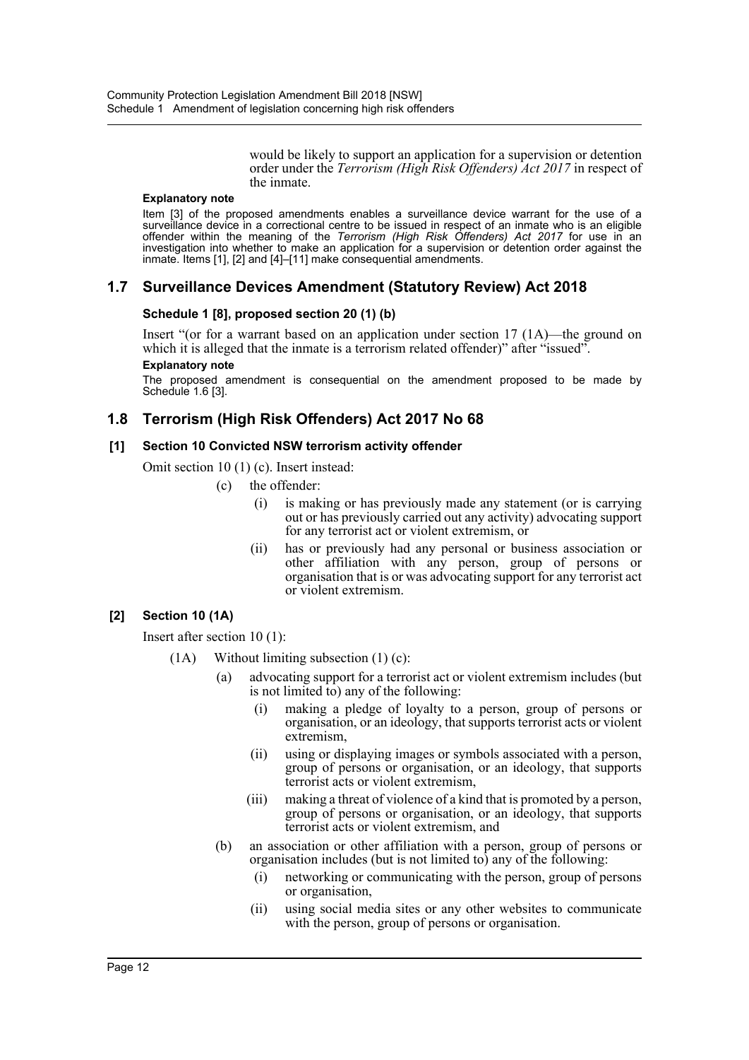would be likely to support an application for a supervision or detention order under the *Terrorism (High Risk Offenders) Act 2017* in respect of the inmate.

**Explanatory note**

Item [3] of the proposed amendments enables a surveillance device warrant for the use of a surveillance device in a correctional centre to be issued in respect of an inmate who is an eligible offender within the meaning of the *Terrorism (High Risk Offenders) Act 2017* for use in an investigation into whether to make an application for a supervision or detention order against the inmate. Items [1], [2] and [4]–[11] make consequential amendments.

## 1.7 Surveillance Devices Amendment (Statutory Review) Act 2018

### Schedule 1 [8], proposed section 20 (1) (b)

Insert "(or for a warrant based on an application under section 17 (1A)—the ground on which it is alleged that the inmate is a terrorism related offender)" after "issued".

**Explanatory note**

The proposed amendment is consequential on the amendment proposed to be made by Schedule 1.6 [3].

## 1.8 Terrorism (High Risk Offenders) Act 2017 No 68

### [1] Section 10 Convicted NSW terrorism activity offender

Omit section 10 (1) (c). Insert instead:

(c) the offender:

(i) is making or has previously made any statement (or is carrying out or has previously carried out any activity) advocating support for any terrorist act or violent extremism, or

(ii) has or previously had any personal or business association or other affiliation with any person, group of persons or organisation that is or was advocating support for any terrorist act or violent extremism.

### [2] Section 10 (1A)

Insert after section 10 (1):

(1A) Without limiting subsection (1) (c):

(a) advocating support for a terrorist act or violent extremism includes (but is not limited to) any of the following:

(i) making a pledge of loyalty to a person, group of persons or organisation, or an ideology, that supports terrorist acts or violent extremism,

(ii) using or displaying images or symbols associated with a person, group of persons or organisation, or an ideology, that supports terrorist acts or violent extremism,

(iii) making a threat of violence of a kind that is promoted by a person, group of persons or organisation, or an ideology, that supports terrorist acts or violent extremism, and

(b) an association or other affiliation with a person, group of persons or organisation includes (but is not limited to) any of the following:

(i) networking or communicating with the person, group of persons or organisation,

(ii) using social media sites or any other websites to communicate with the person, group of persons or organisation.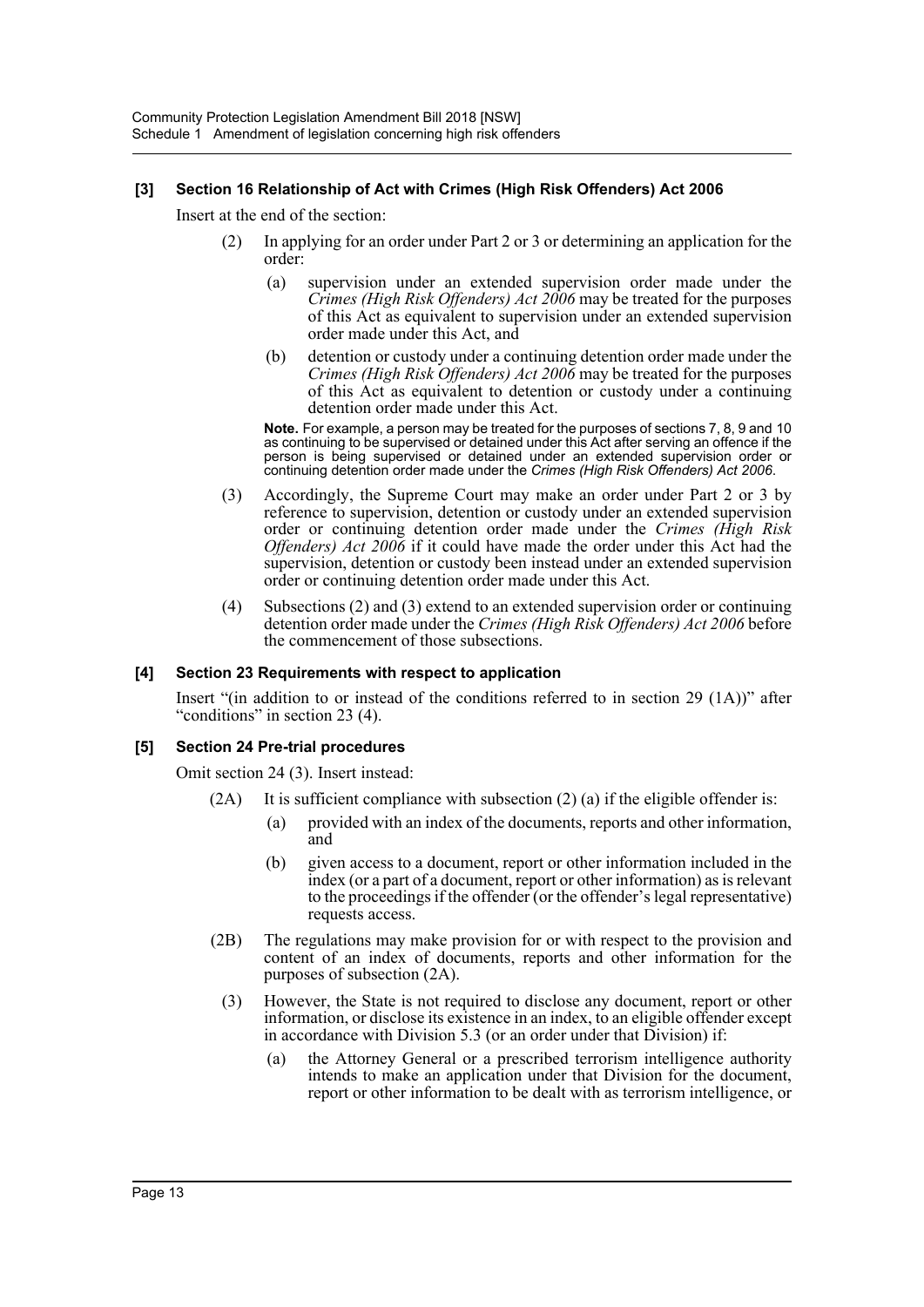### [3] Section 16 Relationship of Act with Crimes (High Risk Offenders) Act 2006

Insert at the end of the section:

(2) In applying for an order under Part 2 or 3 or determining an application for the order:

(a) supervision under an extended supervision order made under the *Crimes (High Risk Offenders) Act 2006* may be treated for the purposes of this Act as equivalent to supervision under an extended supervision order made under this Act, and

(b) detention or custody under a continuing detention order made under the *Crimes (High Risk Offenders) Act 2006* may be treated for the purposes of this Act as equivalent to detention or custody under a continuing detention order made under this Act.

**Note.** For example, a person may be treated for the purposes of sections 7, 8, 9 and 10 as continuing to be supervised or detained under this Act after serving an offence if the person is being supervised or detained under an extended supervision order or continuing detention order made under the *Crimes (High Risk Offenders) Act 2006*.

(3) Accordingly, the Supreme Court may make an order under Part 2 or 3 by reference to supervision, detention or custody under an extended supervision order or continuing detention order made under the *Crimes (High Risk Offenders) Act 2006* if it could have made the order under this Act had the supervision, detention or custody been instead under an extended supervision order or continuing detention order made under this Act.

(4) Subsections (2) and (3) extend to an extended supervision order or continuing detention order made under the *Crimes (High Risk Offenders) Act 2006* before the commencement of those subsections.

### [4] Section 23 Requirements with respect to application

Insert "(in addition to or instead of the conditions referred to in section 29 (1A))" after "conditions" in section 23 (4).

### [5] Section 24 Pre-trial procedures

Omit section 24 (3). Insert instead:

(2A) It is sufficient compliance with subsection (2) (a) if the eligible offender is:

(a) provided with an index of the documents, reports and other information, and

(b) given access to a document, report or other information included in the index (or a part of a document, report or other information) as is relevant to the proceedings if the offender (or the offender's legal representative) requests access.

(2B) The regulations may make provision for or with respect to the provision and content of an index of documents, reports and other information for the purposes of subsection (2A).

(3) However, the State is not required to disclose any document, report or other information, or disclose its existence in an index, to an eligible offender except in accordance with Division 5.3 (or an order under that Division) if:

(a) the Attorney General or a prescribed terrorism intelligence authority intends to make an application under that Division for the document, report or other information to be dealt with as terrorism intelligence, or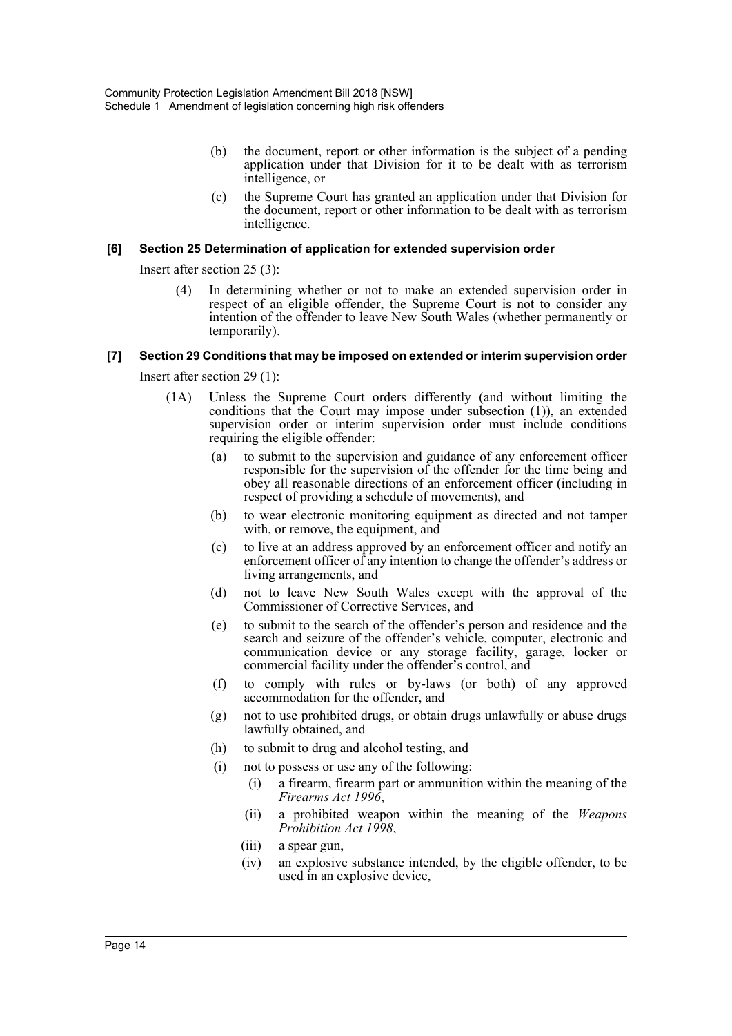(b) the document, report or other information is the subject of a pending application under that Division for it to be dealt with as terrorism intelligence, or

(c) the Supreme Court has granted an application under that Division for the document, report or other information to be dealt with as terrorism intelligence.

**[6] Section 25 Determination of application for extended supervision order**

Insert after section 25 (3):

(4) In determining whether or not to make an extended supervision order in respect of an eligible offender, the Supreme Court is not to consider any intention of the offender to leave New South Wales (whether permanently or temporarily).

**[7] Section 29 Conditions that may be imposed on extended or interim supervision order**

Insert after section 29 (1):

(1A) Unless the Supreme Court orders differently (and without limiting the conditions that the Court may impose under subsection (1)), an extended supervision order or interim supervision order must include conditions requiring the eligible offender:

(a) to submit to the supervision and guidance of any enforcement officer responsible for the supervision of the offender for the time being and obey all reasonable directions of an enforcement officer (including in respect of providing a schedule of movements), and

(b) to wear electronic monitoring equipment as directed and not tamper with, or remove, the equipment, and

(c) to live at an address approved by an enforcement officer and notify an enforcement officer of any intention to change the offender's address or living arrangements, and

(d) not to leave New South Wales except with the approval of the Commissioner of Corrective Services, and

(e) to submit to the search of the offender's person and residence and the search and seizure of the offender's vehicle, computer, electronic and communication device or any storage facility, garage, locker or commercial facility under the offender's control, and

(f) to comply with rules or by-laws (or both) of any approved accommodation for the offender, and

(g) not to use prohibited drugs, or obtain drugs unlawfully or abuse drugs lawfully obtained, and

(h) to submit to drug and alcohol testing, and

(i) not to possess or use any of the following:

(i) a firearm, firearm part or ammunition within the meaning of the *Firearms Act 1996*,

(ii) a prohibited weapon within the meaning of the *Weapons Prohibition Act 1998*,

(iii) a spear gun,

(iv) an explosive substance intended, by the eligible offender, to be used in an explosive device,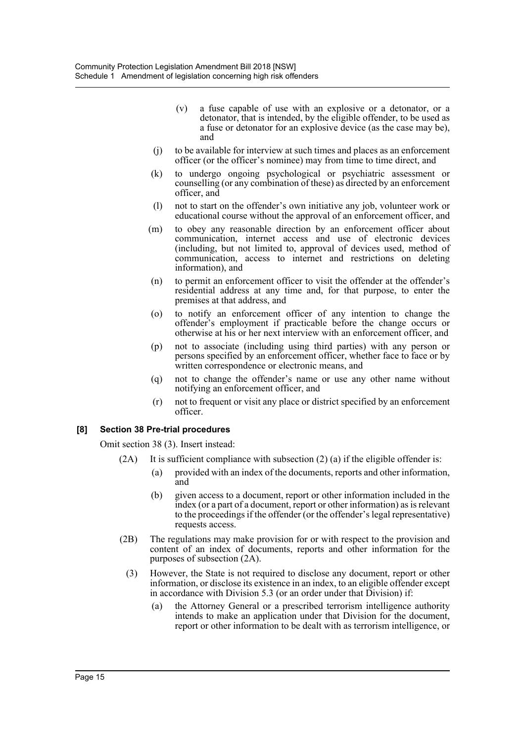(v) a fuse capable of use with an explosive or a detonator, or a detonator, that is intended, by the eligible offender, to be used as a fuse or detonator for an explosive device (as the case may be), and

(j) to be available for interview at such times and places as an enforcement officer (or the officer's nominee) may from time to time direct, and

(k) to undergo ongoing psychological or psychiatric assessment or counselling (or any combination of these) as directed by an enforcement officer, and

(l) not to start on the offender's own initiative any job, volunteer work or educational course without the approval of an enforcement officer, and

(m) to obey any reasonable direction by an enforcement officer about communication, internet access and use of electronic devices (including, but not limited to, approval of devices used, method of communication, access to internet and restrictions on deleting information), and

(n) to permit an enforcement officer to visit the offender at the offender's residential address at any time and, for that purpose, to enter the premises at that address, and

(o) to notify an enforcement officer of any intention to change the offender's employment if practicable before the change occurs or otherwise at his or her next interview with an enforcement officer, and

(p) not to associate (including using third parties) with any person or persons specified by an enforcement officer, whether face to face or by written correspondence or electronic means, and

(q) not to change the offender's name or use any other name without notifying an enforcement officer, and

(r) not to frequent or visit any place or district specified by an enforcement officer.

### [8] Section 38 Pre-trial procedures

Omit section 38 (3). Insert instead:

(2A) It is sufficient compliance with subsection (2) (a) if the eligible offender is:

(a) provided with an index of the documents, reports and other information, and

(b) given access to a document, report or other information included in the index (or a part of a document, report or other information) as is relevant to the proceedings if the offender (or the offender's legal representative) requests access.

(2B) The regulations may make provision for or with respect to the provision and content of an index of documents, reports and other information for the purposes of subsection (2A).

(3) However, the State is not required to disclose any document, report or other information, or disclose its existence in an index, to an eligible offender except in accordance with Division 5.3 (or an order under that Division) if:

(a) the Attorney General or a prescribed terrorism intelligence authority intends to make an application under that Division for the document, report or other information to be dealt with as terrorism intelligence, or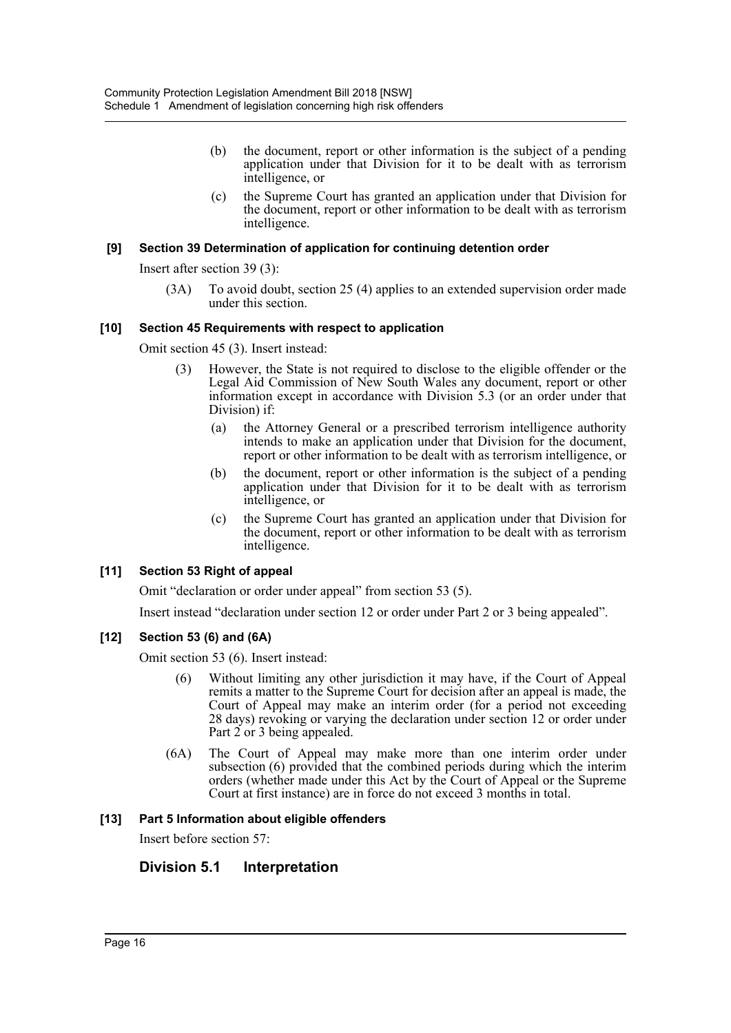(b) the document, report or other information is the subject of a pending application under that Division for it to be dealt with as terrorism intelligence, or

(c) the Supreme Court has granted an application under that Division for the document, report or other information to be dealt with as terrorism intelligence.

#### [9] Section 39 Determination of application for continuing detention order

Insert after section 39 (3):

(3A) To avoid doubt, section 25 (4) applies to an extended supervision order made under this section.

#### [10] Section 45 Requirements with respect to application

Omit section 45 (3). Insert instead:

(3) However, the State is not required to disclose to the eligible offender or the Legal Aid Commission of New South Wales any document, report or other information except in accordance with Division 5.3 (or an order under that Division) if:

(a) the Attorney General or a prescribed terrorism intelligence authority intends to make an application under that Division for the document, report or other information to be dealt with as terrorism intelligence, or

(b) the document, report or other information is the subject of a pending application under that Division for it to be dealt with as terrorism intelligence, or

(c) the Supreme Court has granted an application under that Division for the document, report or other information to be dealt with as terrorism intelligence.

#### [11] Section 53 Right of appeal

Omit "declaration or order under appeal" from section 53 (5).

Insert instead "declaration under section 12 or order under Part 2 or 3 being appealed".

#### [12] Section 53 (6) and (6A)

Omit section 53 (6). Insert instead:

(6) Without limiting any other jurisdiction it may have, if the Court of Appeal remits a matter to the Supreme Court for decision after an appeal is made, the Court of Appeal may make an interim order (for a period not exceeding 28 days) revoking or varying the declaration under section 12 or order under Part 2 or 3 being appealed.

(6A) The Court of Appeal may make more than one interim order under subsection (6) provided that the combined periods during which the interim orders (whether made under this Act by the Court of Appeal or the Supreme Court at first instance) are in force do not exceed 3 months in total.

#### [13] Part 5 Information about eligible offenders

Insert before section 57:

### Division 5.1 Interpretation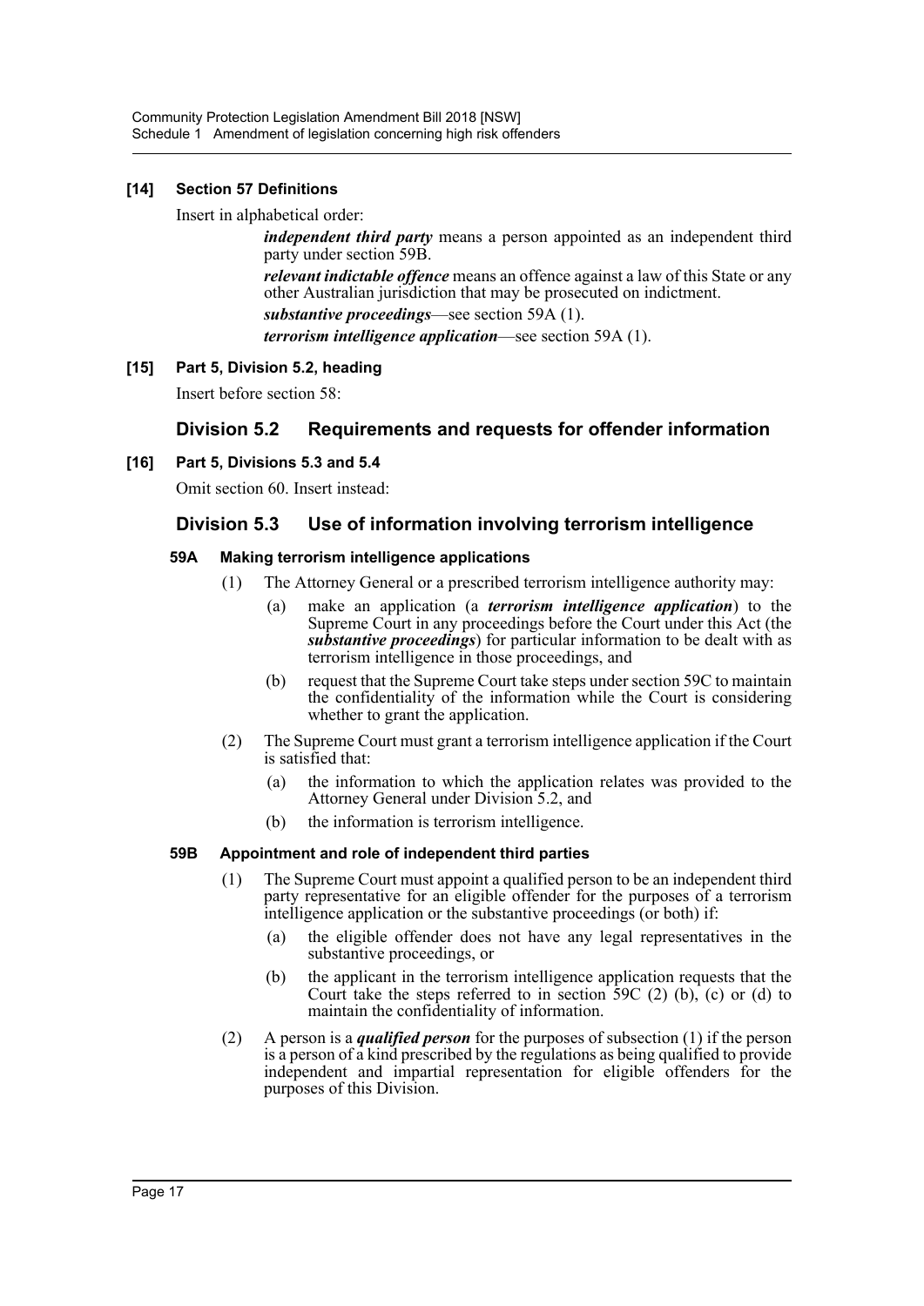### [14] Section 57 Definitions

Insert in alphabetical order:

> ***independent third party*** means a person appointed as an independent third party under section 59B.
>
> ***relevant indictable offence*** means an offence against a law of this State or any other Australian jurisdiction that may be prosecuted on indictment.
>
> ***substantive proceedings***—see section 59A (1).
>
> ***terrorism intelligence application***—see section 59A (1).

### [15] Part 5, Division 5.2, heading

Insert before section 58:

## Division 5.2 Requirements and requests for offender information

### [16] Part 5, Divisions 5.3 and 5.4

Omit section 60. Insert instead:

## Division 5.3 Use of information involving terrorism intelligence

### 59A Making terrorism intelligence applications

(1) The Attorney General or a prescribed terrorism intelligence authority may:

- (a) make an application (a ***terrorism intelligence application***) to the Supreme Court in any proceedings before the Court under this Act (the ***substantive proceedings***) for particular information to be dealt with as terrorism intelligence in those proceedings, and
- (b) request that the Supreme Court take steps under section 59C to maintain the confidentiality of the information while the Court is considering whether to grant the application.

(2) The Supreme Court must grant a terrorism intelligence application if the Court is satisfied that:

- (a) the information to which the application relates was provided to the Attorney General under Division 5.2, and
- (b) the information is terrorism intelligence.

### 59B Appointment and role of independent third parties

(1) The Supreme Court must appoint a qualified person to be an independent third party representative for an eligible offender for the purposes of a terrorism intelligence application or the substantive proceedings (or both) if:

- (a) the eligible offender does not have any legal representatives in the substantive proceedings, or
- (b) the applicant in the terrorism intelligence application requests that the Court take the steps referred to in section 59C (2) (b), (c) or (d) to maintain the confidentiality of information.

(2) A person is a ***qualified person*** for the purposes of subsection (1) if the person is a person of a kind prescribed by the regulations as being qualified to provide independent and impartial representation for eligible offenders for the purposes of this Division.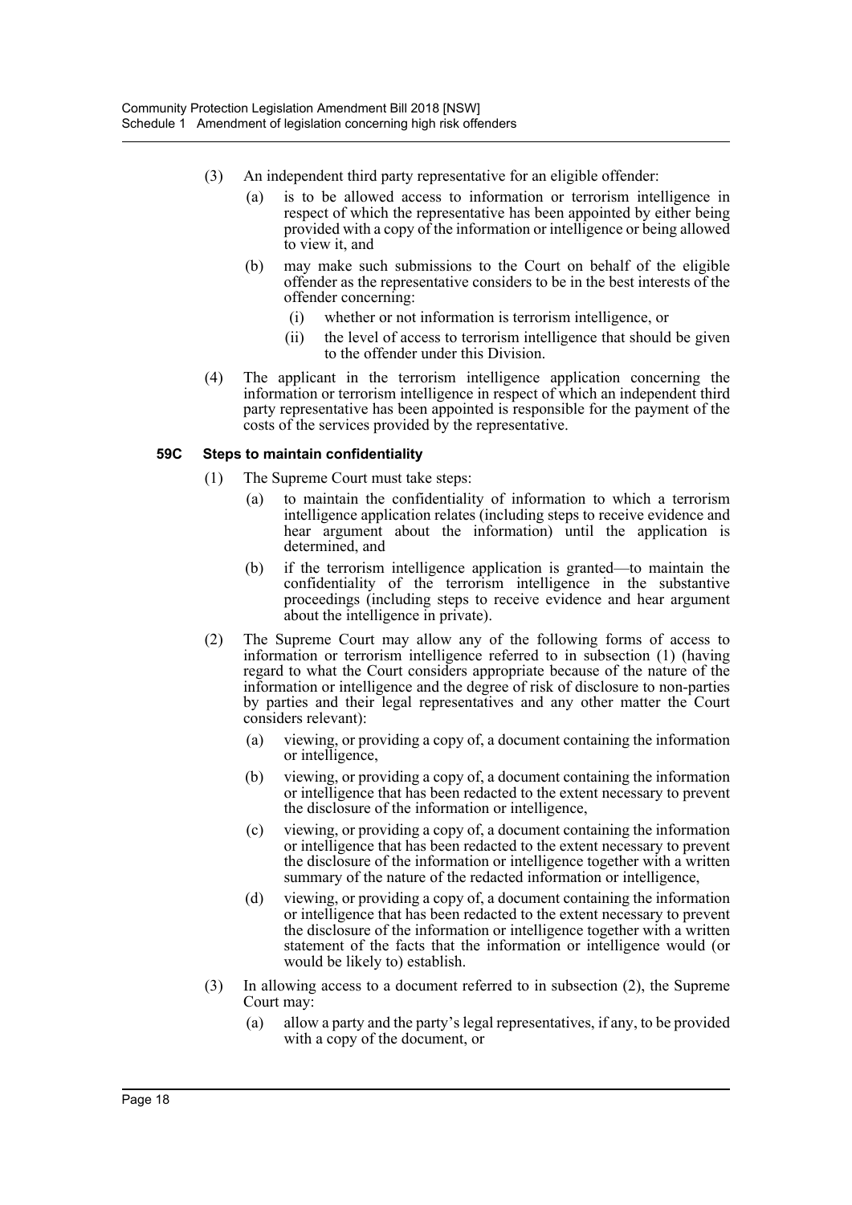(3) An independent third party representative for an eligible offender:

(a) is to be allowed access to information or terrorism intelligence in respect of which the representative has been appointed by either being provided with a copy of the information or intelligence or being allowed to view it, and

(b) may make such submissions to the Court on behalf of the eligible offender as the representative considers to be in the best interests of the offender concerning:

(i) whether or not information is terrorism intelligence, or

(ii) the level of access to terrorism intelligence that should be given to the offender under this Division.

(4) The applicant in the terrorism intelligence application concerning the information or terrorism intelligence in respect of which an independent third party representative has been appointed is responsible for the payment of the costs of the services provided by the representative.

**59C Steps to maintain confidentiality**

(1) The Supreme Court must take steps:

(a) to maintain the confidentiality of information to which a terrorism intelligence application relates (including steps to receive evidence and hear argument about the information) until the application is determined, and

(b) if the terrorism intelligence application is granted—to maintain the confidentiality of the terrorism intelligence in the substantive proceedings (including steps to receive evidence and hear argument about the intelligence in private).

(2) The Supreme Court may allow any of the following forms of access to information or terrorism intelligence referred to in subsection (1) (having regard to what the Court considers appropriate because of the nature of the information or intelligence and the degree of risk of disclosure to non-parties by parties and their legal representatives and any other matter the Court considers relevant):

(a) viewing, or providing a copy of, a document containing the information or intelligence,

(b) viewing, or providing a copy of, a document containing the information or intelligence that has been redacted to the extent necessary to prevent the disclosure of the information or intelligence,

(c) viewing, or providing a copy of, a document containing the information or intelligence that has been redacted to the extent necessary to prevent the disclosure of the information or intelligence together with a written summary of the nature of the redacted information or intelligence,

(d) viewing, or providing a copy of, a document containing the information or intelligence that has been redacted to the extent necessary to prevent the disclosure of the information or intelligence together with a written statement of the facts that the information or intelligence would (or would be likely to) establish.

(3) In allowing access to a document referred to in subsection (2), the Supreme Court may:

(a) allow a party and the party's legal representatives, if any, to be provided with a copy of the document, or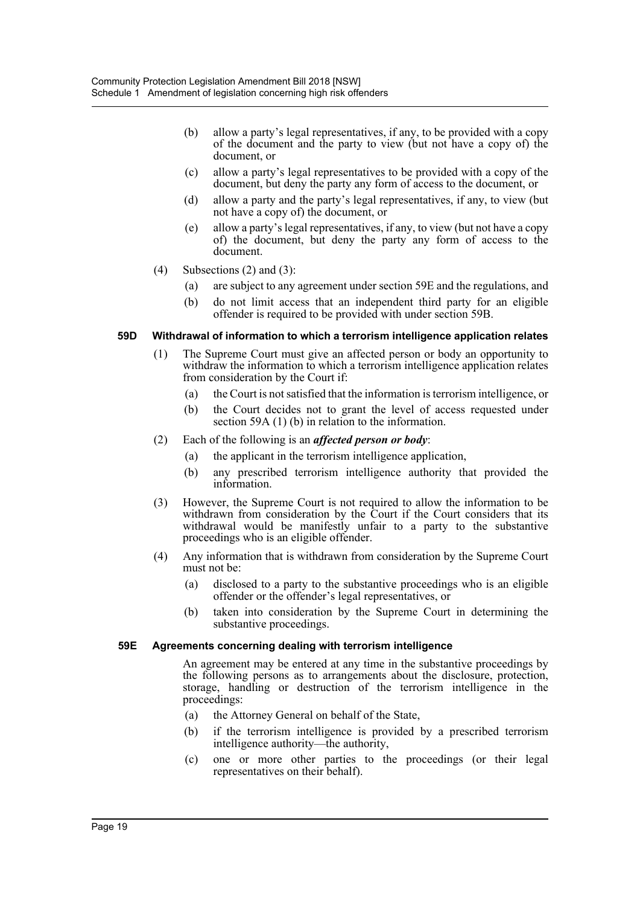(b) allow a party's legal representatives, if any, to be provided with a copy of the document and the party to view (but not have a copy of) the document, or

(c) allow a party's legal representatives to be provided with a copy of the document, but deny the party any form of access to the document, or

(d) allow a party and the party's legal representatives, if any, to view (but not have a copy of) the document, or

(e) allow a party's legal representatives, if any, to view (but not have a copy of) the document, but deny the party any form of access to the document.

(4) Subsections (2) and (3):

(a) are subject to any agreement under section 59E and the regulations, and

(b) do not limit access that an independent third party for an eligible offender is required to be provided with under section 59B.

**59D Withdrawal of information to which a terrorism intelligence application relates**

(1) The Supreme Court must give an affected person or body an opportunity to withdraw the information to which a terrorism intelligence application relates from consideration by the Court if:

(a) the Court is not satisfied that the information is terrorism intelligence, or

(b) the Court decides not to grant the level of access requested under section 59A (1) (b) in relation to the information.

(2) Each of the following is an ***affected person or body***:

(a) the applicant in the terrorism intelligence application,

(b) any prescribed terrorism intelligence authority that provided the information.

(3) However, the Supreme Court is not required to allow the information to be withdrawn from consideration by the Court if the Court considers that its withdrawal would be manifestly unfair to a party to the substantive proceedings who is an eligible offender.

(4) Any information that is withdrawn from consideration by the Supreme Court must not be:

(a) disclosed to a party to the substantive proceedings who is an eligible offender or the offender's legal representatives, or

(b) taken into consideration by the Supreme Court in determining the substantive proceedings.

**59E Agreements concerning dealing with terrorism intelligence**

An agreement may be entered at any time in the substantive proceedings by the following persons as to arrangements about the disclosure, protection, storage, handling or destruction of the terrorism intelligence in the proceedings:

(a) the Attorney General on behalf of the State,

(b) if the terrorism intelligence is provided by a prescribed terrorism intelligence authority—the authority,

(c) one or more other parties to the proceedings (or their legal representatives on their behalf).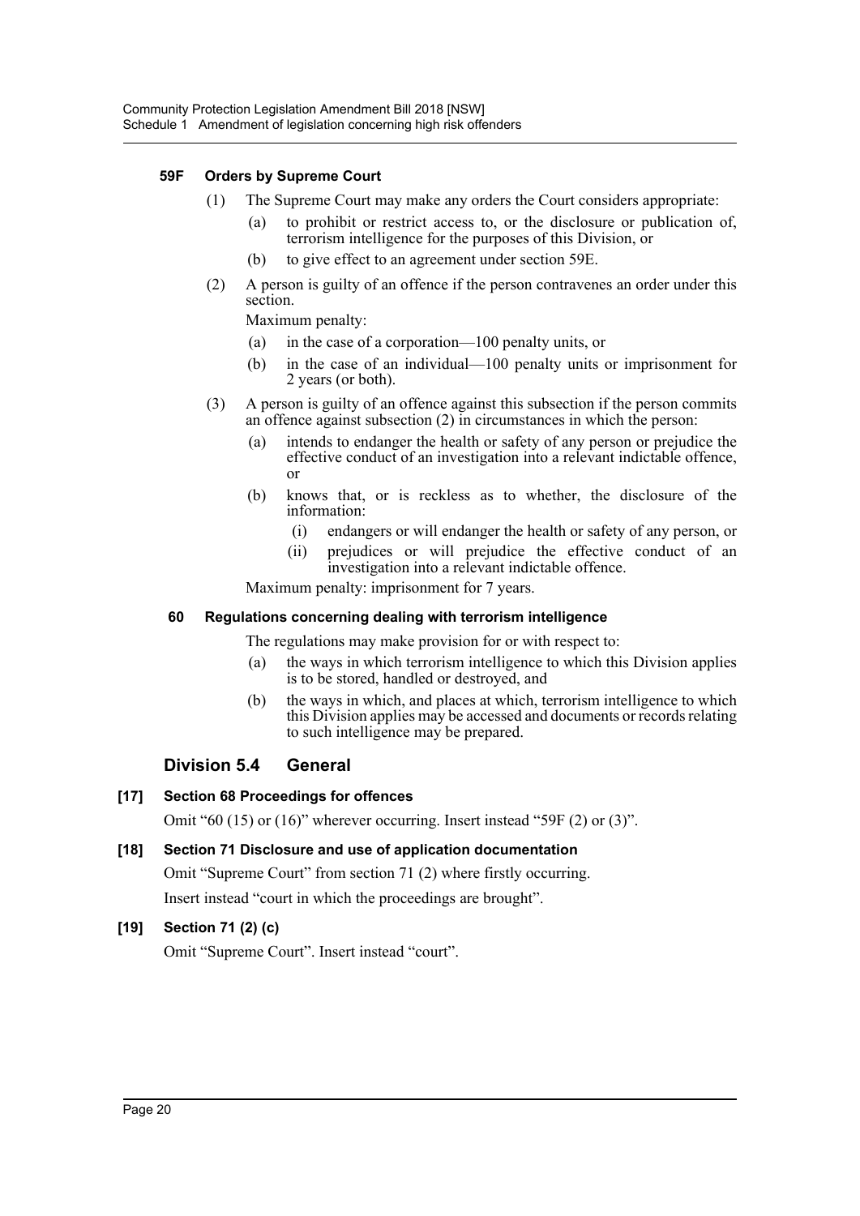#### 59F Orders by Supreme Court

(1) The Supreme Court may make any orders the Court considers appropriate:

(a) to prohibit or restrict access to, or the disclosure or publication of, terrorism intelligence for the purposes of this Division, or

(b) to give effect to an agreement under section 59E.

(2) A person is guilty of an offence if the person contravenes an order under this section.

Maximum penalty:

(a) in the case of a corporation—100 penalty units, or

(b) in the case of an individual—100 penalty units or imprisonment for 2 years (or both).

(3) A person is guilty of an offence against this subsection if the person commits an offence against subsection (2) in circumstances in which the person:

(a) intends to endanger the health or safety of any person or prejudice the effective conduct of an investigation into a relevant indictable offence, or

(b) knows that, or is reckless as to whether, the disclosure of the information:

(i) endangers or will endanger the health or safety of any person, or

(ii) prejudices or will prejudice the effective conduct of an investigation into a relevant indictable offence.

Maximum penalty: imprisonment for 7 years.

#### 60 Regulations concerning dealing with terrorism intelligence

The regulations may make provision for or with respect to:

(a) the ways in which terrorism intelligence to which this Division applies is to be stored, handled or destroyed, and

(b) the ways in which, and places at which, terrorism intelligence to which this Division applies may be accessed and documents or records relating to such intelligence may be prepared.

### Division 5.4 General

#### [17] Section 68 Proceedings for offences

Omit "60 (15) or (16)" wherever occurring. Insert instead "59F (2) or (3)".

#### [18] Section 71 Disclosure and use of application documentation

Omit "Supreme Court" from section 71 (2) where firstly occurring.

Insert instead "court in which the proceedings are brought".

#### [19] Section 71 (2) (c)

Omit "Supreme Court". Insert instead "court".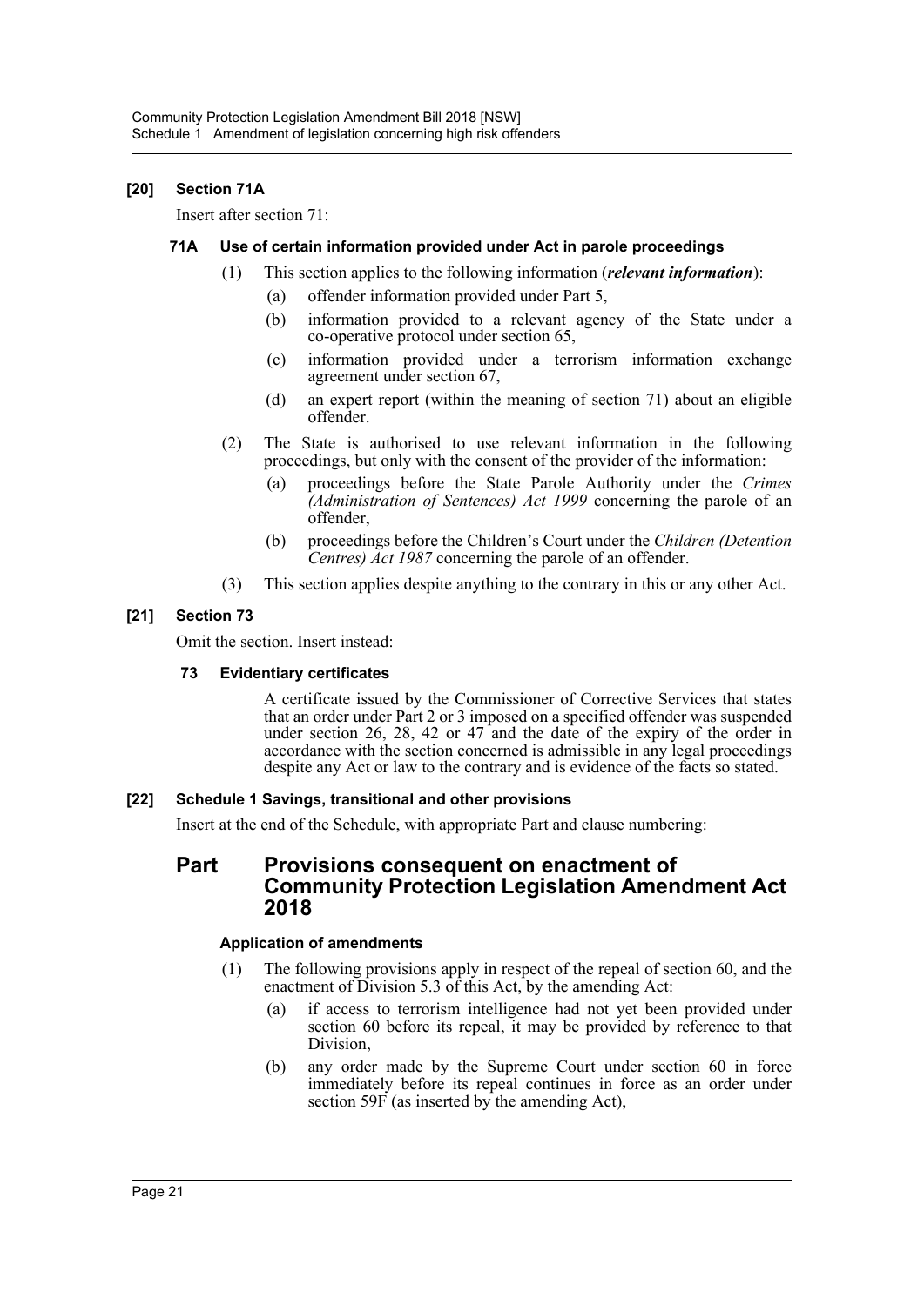**[20] Section 71A**

Insert after section 71:

**71A Use of certain information provided under Act in parole proceedings**

(1) This section applies to the following information (***relevant information***):

(a) offender information provided under Part 5,

(b) information provided to a relevant agency of the State under a co-operative protocol under section 65,

(c) information provided under a terrorism information exchange agreement under section 67,

(d) an expert report (within the meaning of section 71) about an eligible offender.

(2) The State is authorised to use relevant information in the following proceedings, but only with the consent of the provider of the information:

(a) proceedings before the State Parole Authority under the *Crimes (Administration of Sentences) Act 1999* concerning the parole of an offender,

(b) proceedings before the Children's Court under the *Children (Detention Centres) Act 1987* concerning the parole of an offender.

(3) This section applies despite anything to the contrary in this or any other Act.

**[21] Section 73**

Omit the section. Insert instead:

**73 Evidentiary certificates**

A certificate issued by the Commissioner of Corrective Services that states that an order under Part 2 or 3 imposed on a specified offender was suspended under section 26, 28, 42 or 47 and the date of the expiry of the order in accordance with the section concerned is admissible in any legal proceedings despite any Act or law to the contrary and is evidence of the facts so stated.

**[22] Schedule 1 Savings, transitional and other provisions**

Insert at the end of the Schedule, with appropriate Part and clause numbering:

## Part Provisions consequent on enactment of Community Protection Legislation Amendment Act 2018

**Application of amendments**

(1) The following provisions apply in respect of the repeal of section 60, and the enactment of Division 5.3 of this Act, by the amending Act:

(a) if access to terrorism intelligence had not yet been provided under section 60 before its repeal, it may be provided by reference to that Division,

(b) any order made by the Supreme Court under section 60 in force immediately before its repeal continues in force as an order under section 59F (as inserted by the amending Act),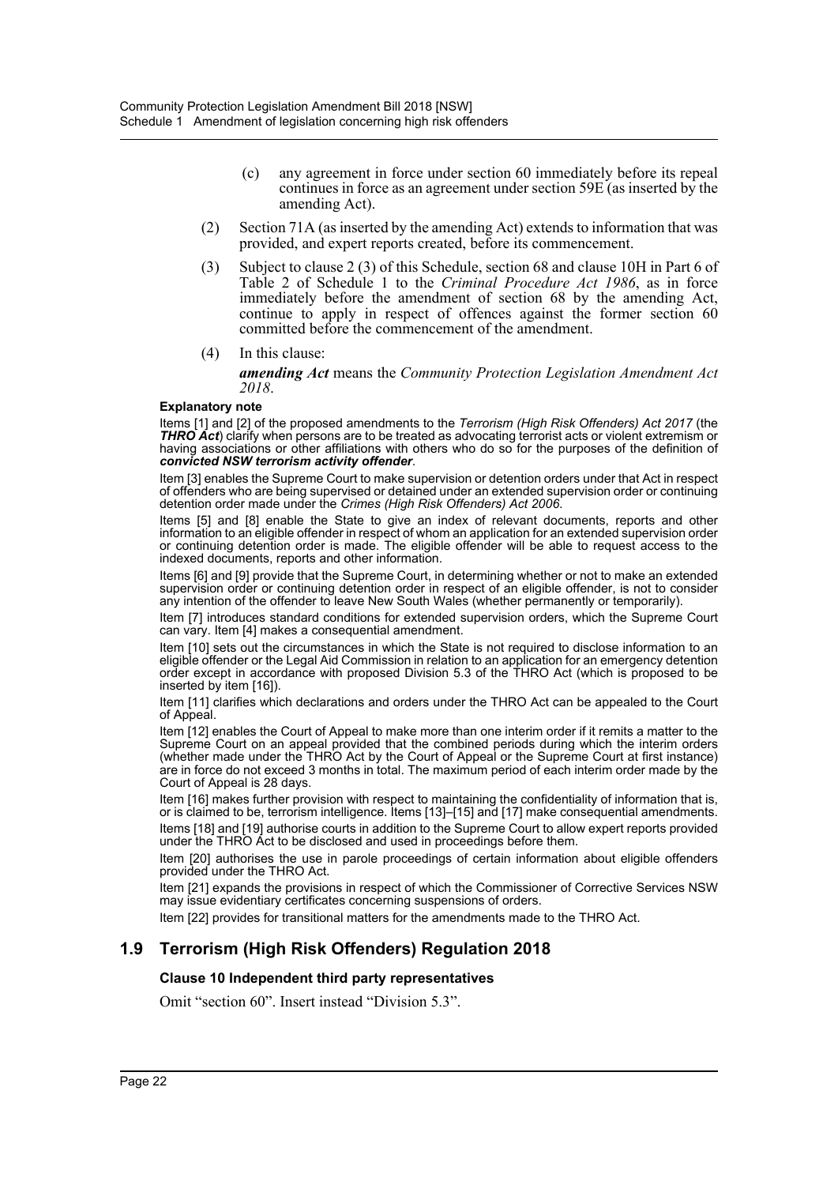(c) any agreement in force under section 60 immediately before its repeal continues in force as an agreement under section 59E (as inserted by the amending Act).

(2) Section 71A (as inserted by the amending Act) extends to information that was provided, and expert reports created, before its commencement.

(3) Subject to clause 2 (3) of this Schedule, section 68 and clause 10H in Part 6 of Table 2 of Schedule 1 to the *Criminal Procedure Act 1986*, as in force immediately before the amendment of section 68 by the amending Act, continue to apply in respect of offences against the former section 60 committed before the commencement of the amendment.

(4) In this clause:

***amending Act*** means the *Community Protection Legislation Amendment Act 2018*.

**Explanatory note**

Items [1] and [2] of the proposed amendments to the *Terrorism (High Risk Offenders) Act 2017* (the ***THRO Act***) clarify when persons are to be treated as advocating terrorist acts or violent extremism or having associations or other affiliations with others who do so for the purposes of the definition of ***convicted NSW terrorism activity offender***.

Item [3] enables the Supreme Court to make supervision or detention orders under that Act in respect of offenders who are being supervised or detained under an extended supervision order or continuing detention order made under the *Crimes (High Risk Offenders) Act 2006*.

Items [5] and [8] enable the State to give an index of relevant documents, reports and other information to an eligible offender in respect of whom an application for an extended supervision order or continuing detention order is made. The eligible offender will be able to request access to the indexed documents, reports and other information.

Items [6] and [9] provide that the Supreme Court, in determining whether or not to make an extended supervision order or continuing detention order in respect of an eligible offender, is not to consider any intention of the offender to leave New South Wales (whether permanently or temporarily).

Item [7] introduces standard conditions for extended supervision orders, which the Supreme Court can vary. Item [4] makes a consequential amendment.

Item [10] sets out the circumstances in which the State is not required to disclose information to an eligible offender or the Legal Aid Commission in relation to an application for an emergency detention order except in accordance with proposed Division 5.3 of the THRO Act (which is proposed to be inserted by item [16]).

Item [11] clarifies which declarations and orders under the THRO Act can be appealed to the Court of Appeal.

Item [12] enables the Court of Appeal to make more than one interim order if it remits a matter to the Supreme Court on an appeal provided that the combined periods during which the interim orders (whether made under the THRO Act by the Court of Appeal or the Supreme Court at first instance) are in force do not exceed 3 months in total. The maximum period of each interim order made by the Court of Appeal is 28 days.

Item [16] makes further provision with respect to maintaining the confidentiality of information that is, or is claimed to be, terrorism intelligence. Items [13]–[15] and [17] make consequential amendments.

Items [18] and [19] authorise courts in addition to the Supreme Court to allow expert reports provided under the THRO Act to be disclosed and used in proceedings before them.

Item [20] authorises the use in parole proceedings of certain information about eligible offenders provided under the THRO Act.

Item [21] expands the provisions in respect of which the Commissioner of Corrective Services NSW may issue evidentiary certificates concerning suspensions of orders.

Item [22] provides for transitional matters for the amendments made to the THRO Act.

## 1.9 Terrorism (High Risk Offenders) Regulation 2018

### Clause 10 Independent third party representatives

Omit "section 60". Insert instead "Division 5.3".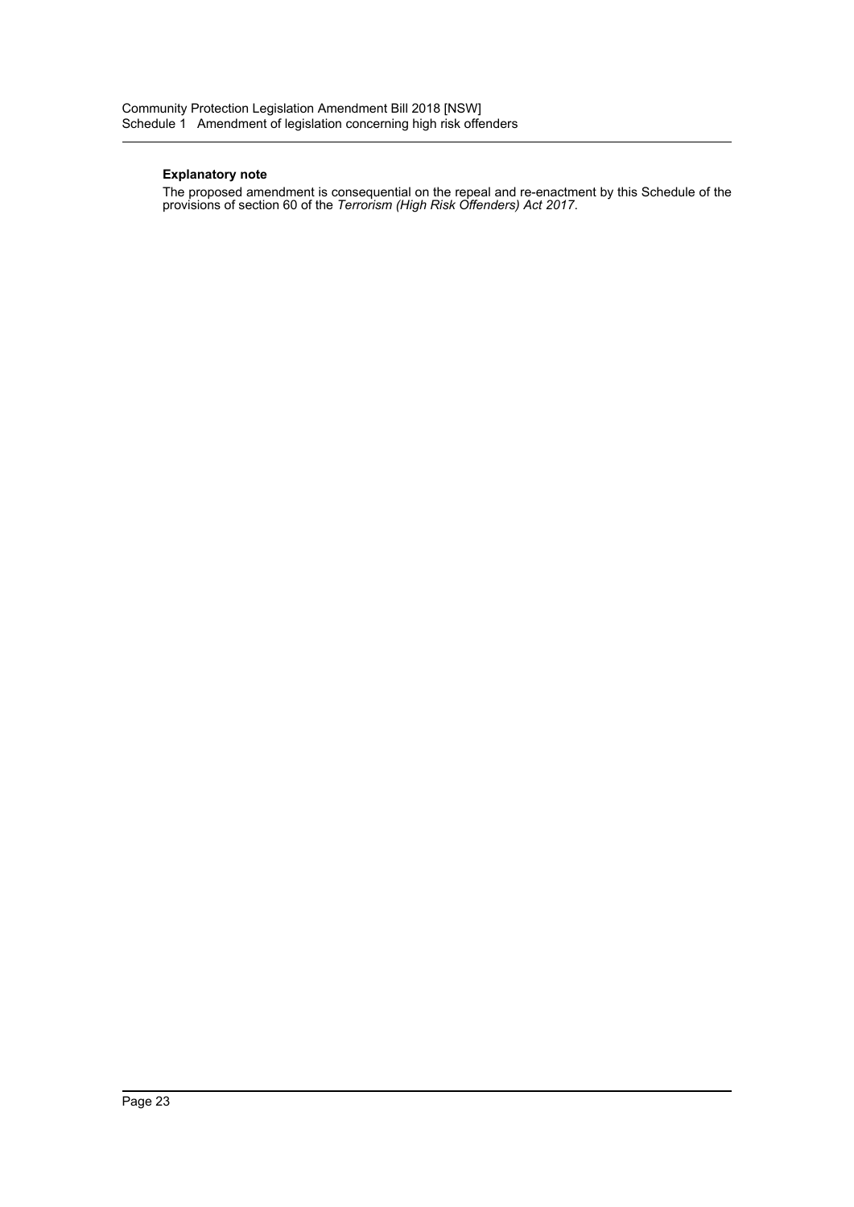**Explanatory note**

The proposed amendment is consequential on the repeal and re-enactment by this Schedule of the provisions of section 60 of the *Terrorism (High Risk Offenders) Act 2017*.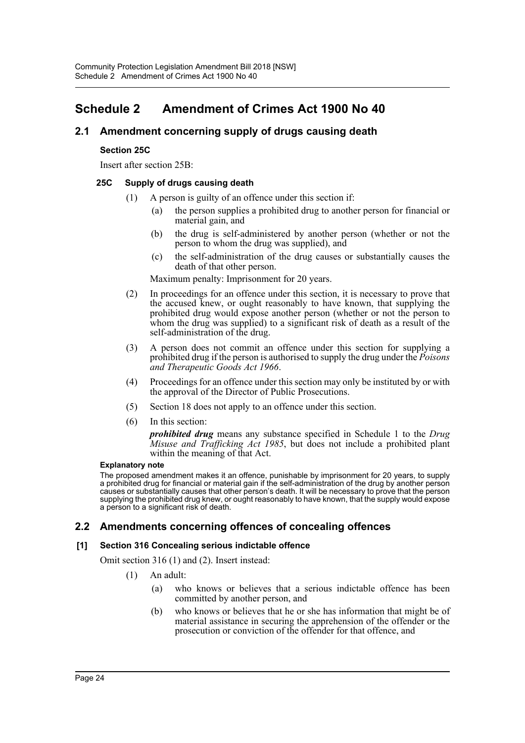# Schedule 2 Amendment of Crimes Act 1900 No 40

## 2.1 Amendment concerning supply of drugs causing death

### Section 25C

Insert after section 25B:

#### 25C Supply of drugs causing death

(1) A person is guilty of an offence under this section if:

(a) the person supplies a prohibited drug to another person for financial or material gain, and

(b) the drug is self-administered by another person (whether or not the person to whom the drug was supplied), and

(c) the self-administration of the drug causes or substantially causes the death of that other person.

Maximum penalty: Imprisonment for 20 years.

(2) In proceedings for an offence under this section, it is necessary to prove that the accused knew, or ought reasonably to have known, that supplying the prohibited drug would expose another person (whether or not the person to whom the drug was supplied) to a significant risk of death as a result of the self-administration of the drug.

(3) A person does not commit an offence under this section for supplying a prohibited drug if the person is authorised to supply the drug under the *Poisons and Therapeutic Goods Act 1966*.

(4) Proceedings for an offence under this section may only be instituted by or with the approval of the Director of Public Prosecutions.

(5) Section 18 does not apply to an offence under this section.

(6) In this section:

***prohibited drug*** means any substance specified in Schedule 1 to the *Drug Misuse and Trafficking Act 1985*, but does not include a prohibited plant within the meaning of that Act.

**Explanatory note**

The proposed amendment makes it an offence, punishable by imprisonment for 20 years, to supply a prohibited drug for financial or material gain if the self-administration of the drug by another person causes or substantially causes that other person's death. It will be necessary to prove that the person supplying the prohibited drug knew, or ought reasonably to have known, that the supply would expose a person to a significant risk of death.

## 2.2 Amendments concerning offences of concealing offences

### [1] Section 316 Concealing serious indictable offence

Omit section 316 (1) and (2). Insert instead:

(1) An adult:

(a) who knows or believes that a serious indictable offence has been committed by another person, and

(b) who knows or believes that he or she has information that might be of material assistance in securing the apprehension of the offender or the prosecution or conviction of the offender for that offence, and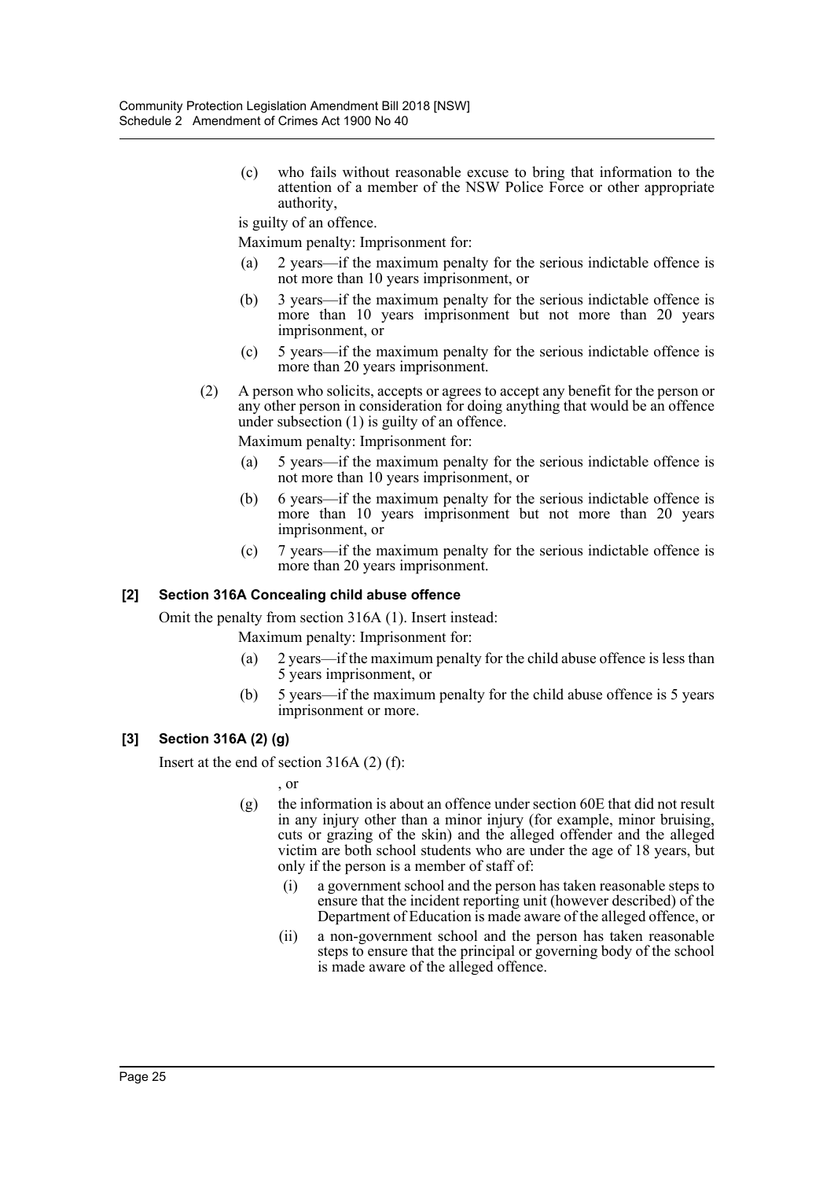(c) who fails without reasonable excuse to bring that information to the attention of a member of the NSW Police Force or other appropriate authority,

is guilty of an offence.

Maximum penalty: Imprisonment for:

(a) 2 years—if the maximum penalty for the serious indictable offence is not more than 10 years imprisonment, or

(b) 3 years—if the maximum penalty for the serious indictable offence is more than 10 years imprisonment but not more than 20 years imprisonment, or

(c) 5 years—if the maximum penalty for the serious indictable offence is more than 20 years imprisonment.

(2) A person who solicits, accepts or agrees to accept any benefit for the person or any other person in consideration for doing anything that would be an offence under subsection (1) is guilty of an offence.

Maximum penalty: Imprisonment for:

(a) 5 years—if the maximum penalty for the serious indictable offence is not more than 10 years imprisonment, or

(b) 6 years—if the maximum penalty for the serious indictable offence is more than 10 years imprisonment but not more than 20 years imprisonment, or

(c) 7 years—if the maximum penalty for the serious indictable offence is more than 20 years imprisonment.

### [2] Section 316A Concealing child abuse offence

Omit the penalty from section 316A (1). Insert instead:

Maximum penalty: Imprisonment for:

(a) 2 years—if the maximum penalty for the child abuse offence is less than 5 years imprisonment, or

(b) 5 years—if the maximum penalty for the child abuse offence is 5 years imprisonment or more.

### [3] Section 316A (2) (g)

Insert at the end of section 316A (2) (f):

, or

(g) the information is about an offence under section 60E that did not result in any injury other than a minor injury (for example, minor bruising, cuts or grazing of the skin) and the alleged offender and the alleged victim are both school students who are under the age of 18 years, but only if the person is a member of staff of:

(i) a government school and the person has taken reasonable steps to ensure that the incident reporting unit (however described) of the Department of Education is made aware of the alleged offence, or

(ii) a non-government school and the person has taken reasonable steps to ensure that the principal or governing body of the school is made aware of the alleged offence.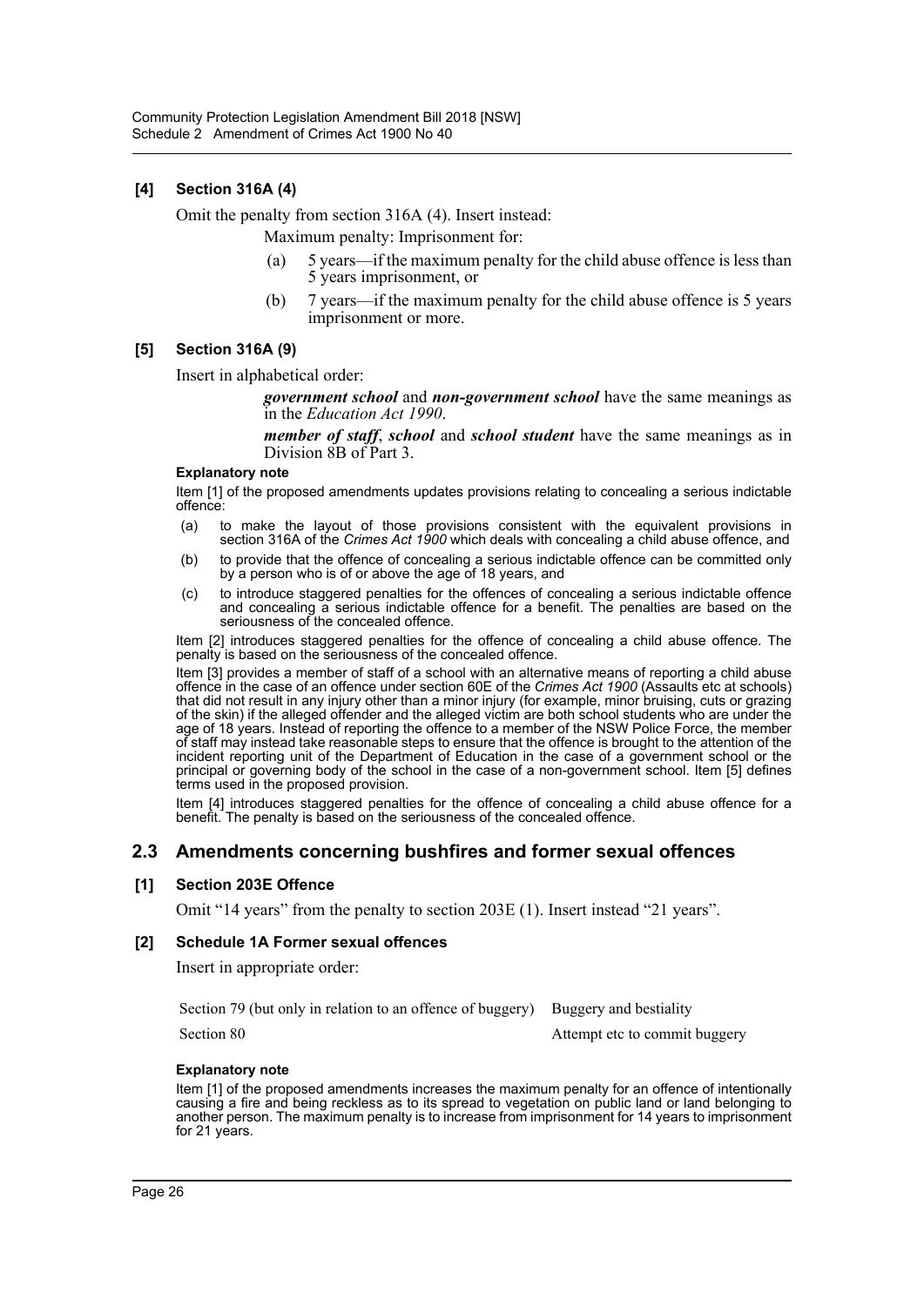### [4] Section 316A (4)

Omit the penalty from section 316A (4). Insert instead:

Maximum penalty: Imprisonment for:

(a) 5 years—if the maximum penalty for the child abuse offence is less than 5 years imprisonment, or

(b) 7 years—if the maximum penalty for the child abuse offence is 5 years imprisonment or more.

### [5] Section 316A (9)

Insert in alphabetical order:

***government school*** and ***non-government school*** have the same meanings as in the *Education Act 1990*.

***member of staff***, ***school*** and ***school student*** have the same meanings as in Division 8B of Part 3.

**Explanatory note**

Item [1] of the proposed amendments updates provisions relating to concealing a serious indictable offence:

(a) to make the layout of those provisions consistent with the equivalent provisions in section 316A of the *Crimes Act 1900* which deals with concealing a child abuse offence, and

(b) to provide that the offence of concealing a serious indictable offence can be committed only by a person who is of or above the age of 18 years, and

(c) to introduce staggered penalties for the offences of concealing a serious indictable offence and concealing a serious indictable offence for a benefit. The penalties are based on the seriousness of the concealed offence.

Item [2] introduces staggered penalties for the offence of concealing a child abuse offence. The penalty is based on the seriousness of the concealed offence.

Item [3] provides a member of staff of a school with an alternative means of reporting a child abuse offence in the case of an offence under section 60E of the *Crimes Act 1900* (Assaults etc at schools) that did not result in any injury other than a minor injury (for example, minor bruising, cuts or grazing of the skin) if the alleged offender and the alleged victim are both school students who are under the age of 18 years. Instead of reporting the offence to a member of the NSW Police Force, the member of staff may instead take reasonable steps to ensure that the offence is brought to the attention of the incident reporting unit of the Department of Education in the case of a government school or the principal or governing body of the school in the case of a non-government school. Item [5] defines terms used in the proposed provision.

Item [4] introduces staggered penalties for the offence of concealing a child abuse offence for a benefit. The penalty is based on the seriousness of the concealed offence.

## 2.3 Amendments concerning bushfires and former sexual offences

### [1] Section 203E Offence

Omit "14 years" from the penalty to section 203E (1). Insert instead "21 years".

### [2] Schedule 1A Former sexual offences

Insert in appropriate order:

| | |
|---|---|
| Section 79 (but only in relation to an offence of buggery) | Buggery and bestiality |
| Section 80 | Attempt etc to commit buggery |

**Explanatory note**

Item [1] of the proposed amendments increases the maximum penalty for an offence of intentionally causing a fire and being reckless as to its spread to vegetation on public land or land belonging to another person. The maximum penalty is to increase from imprisonment for 14 years to imprisonment for 21 years.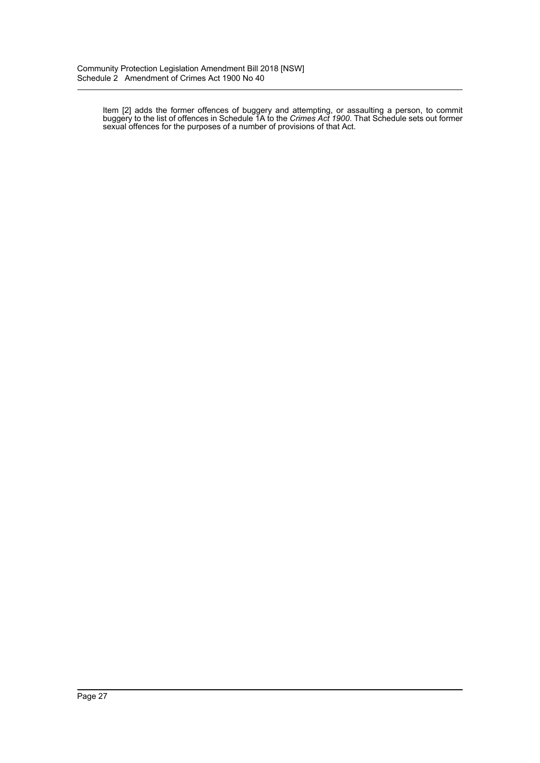Item [2] adds the former offences of buggery and attempting, or assaulting a person, to commit buggery to the list of offences in Schedule 1A to the *Crimes Act 1900*. That Schedule sets out former sexual offences for the purposes of a number of provisions of that Act.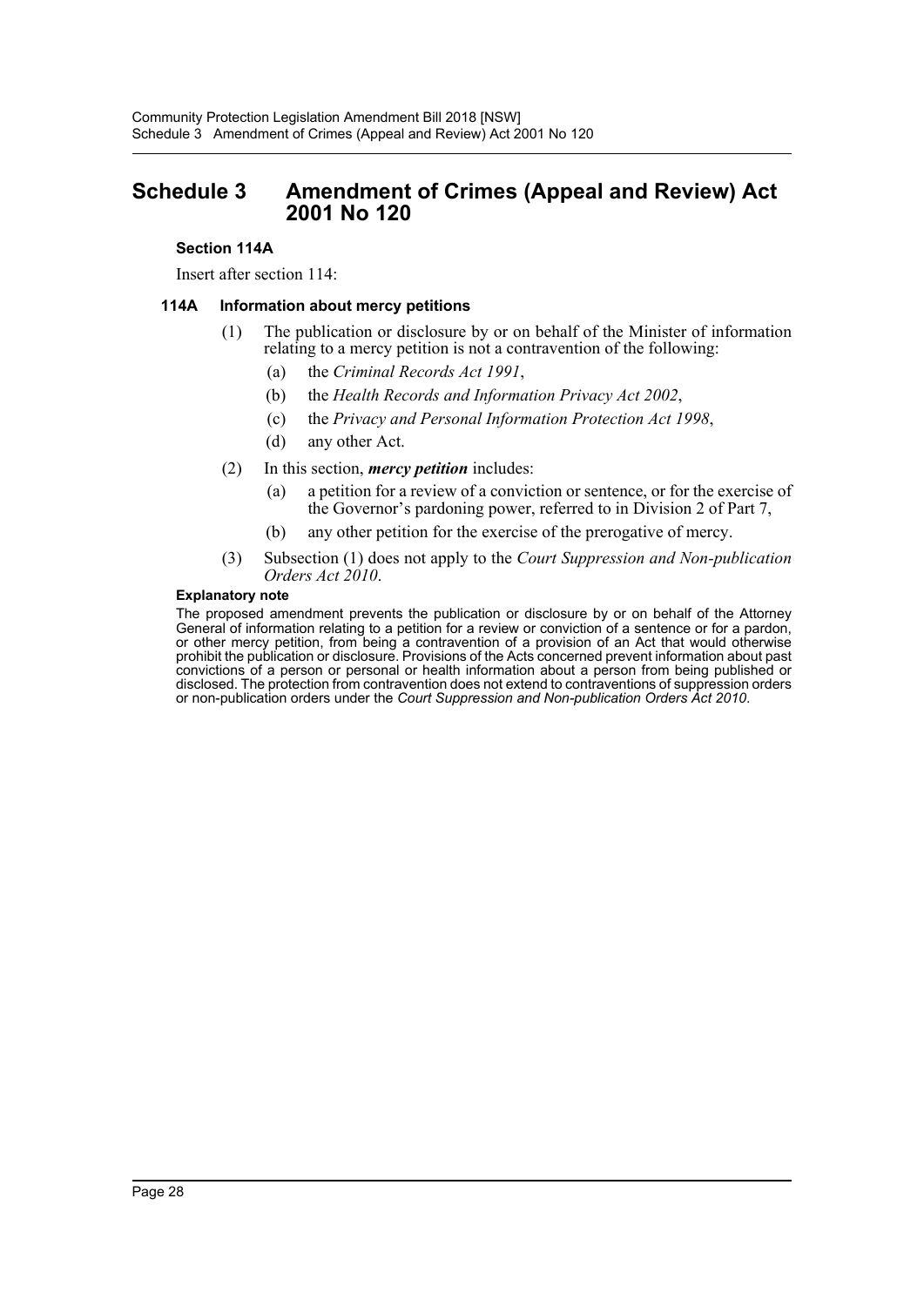# Schedule 3 Amendment of Crimes (Appeal and Review) Act 2001 No 120

**Section 114A**

Insert after section 114:

**114A Information about mercy petitions**

(1) The publication or disclosure by or on behalf of the Minister of information relating to a mercy petition is not a contravention of the following:

(a) the *Criminal Records Act 1991*,

(b) the *Health Records and Information Privacy Act 2002*,

(c) the *Privacy and Personal Information Protection Act 1998*,

(d) any other Act.

(2) In this section, ***mercy petition*** includes:

(a) a petition for a review of a conviction or sentence, or for the exercise of the Governor's pardoning power, referred to in Division 2 of Part 7,

(b) any other petition for the exercise of the prerogative of mercy.

(3) Subsection (1) does not apply to the *Court Suppression and Non-publication Orders Act 2010*.

**Explanatory note**

The proposed amendment prevents the publication or disclosure by or on behalf of the Attorney General of information relating to a petition for a review or conviction of a sentence or for a pardon, or other mercy petition, from being a contravention of a provision of an Act that would otherwise prohibit the publication or disclosure. Provisions of the Acts concerned prevent information about past convictions of a person or personal or health information about a person from being published or disclosed. The protection from contravention does not extend to contraventions of suppression orders or non-publication orders under the *Court Suppression and Non-publication Orders Act 2010*.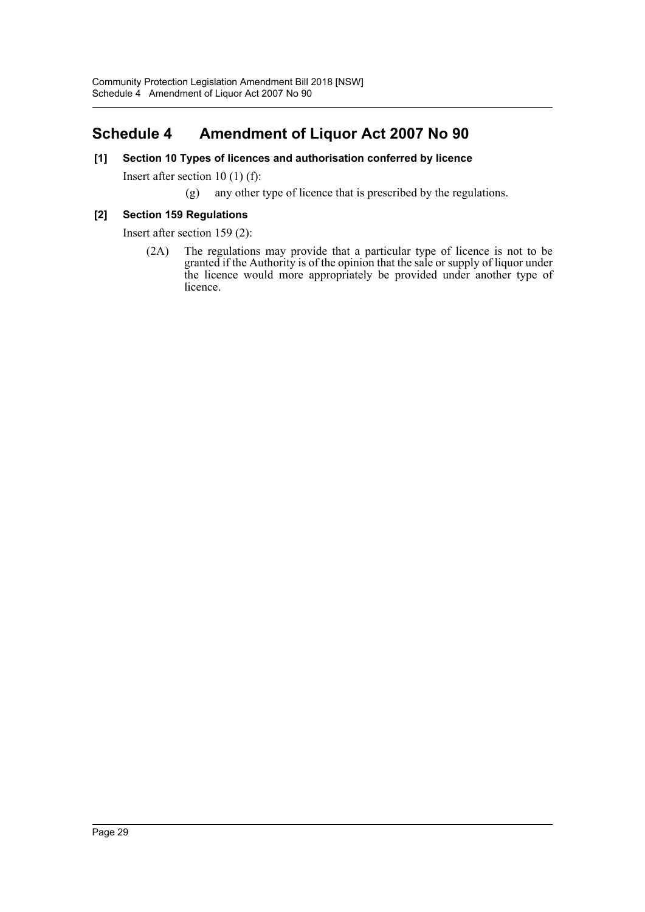## Schedule 4 Amendment of Liquor Act 2007 No 90

### [1] Section 10 Types of licences and authorisation conferred by licence

Insert after section 10 (1) (f):

(g) any other type of licence that is prescribed by the regulations.

### [2] Section 159 Regulations

Insert after section 159 (2):

(2A) The regulations may provide that a particular type of licence is not to be granted if the Authority is of the opinion that the sale or supply of liquor under the licence would more appropriately be provided under another type of licence.